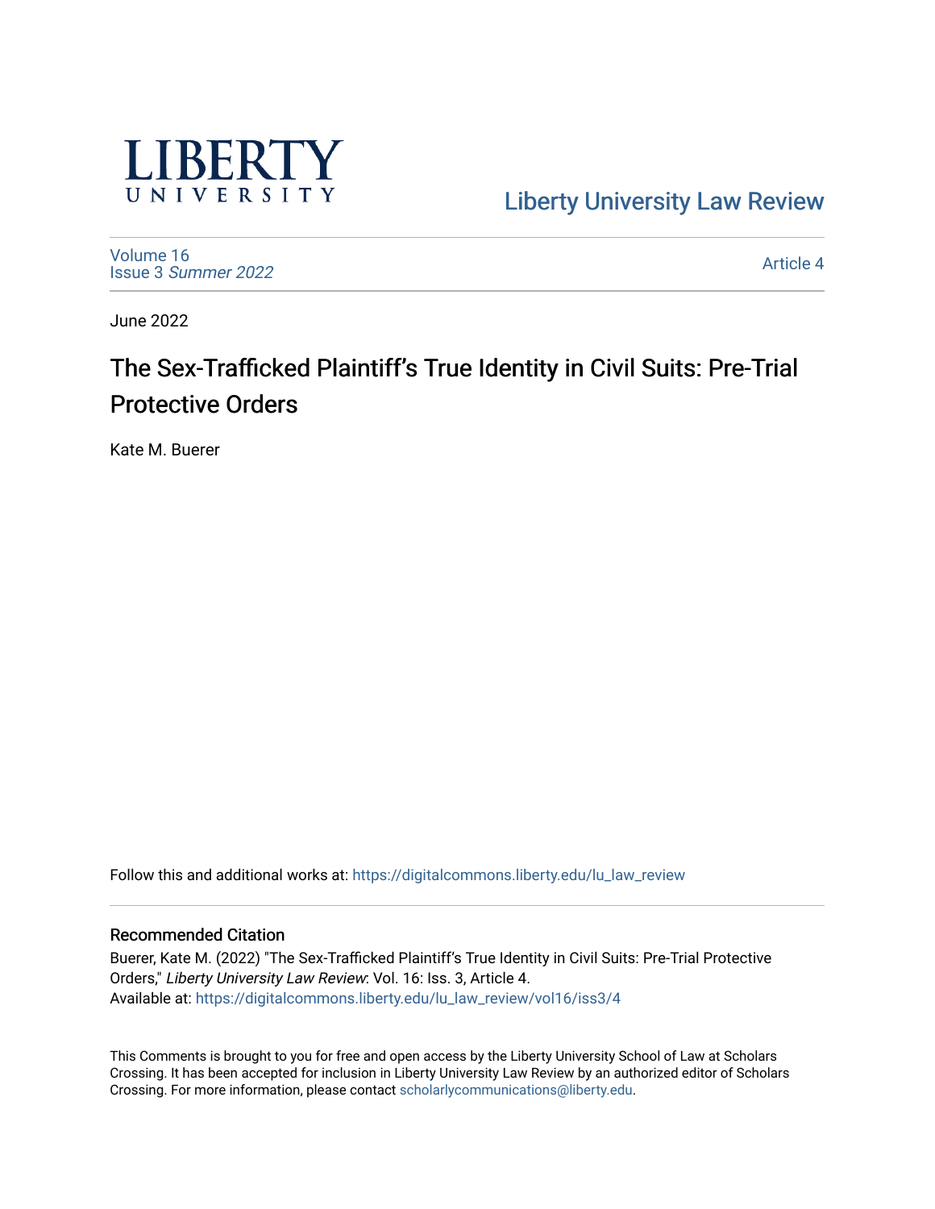LIBERTY UNIVERSITY

Liberty University Law Review

Volume 16
Issue 3 *Summer 2022*

Article 4

June 2022

# The Sex-Trafficked Plaintiff's True Identity in Civil Suits: Pre-Trial Protective Orders

Kate M. Buerer

Follow this and additional works at: https://digitalcommons.liberty.edu/lu_law_review

## Recommended Citation

Buerer, Kate M. (2022) "The Sex-Trafficked Plaintiff's True Identity in Civil Suits: Pre-Trial Protective Orders," *Liberty University Law Review*: Vol. 16: Iss. 3, Article 4.
Available at: https://digitalcommons.liberty.edu/lu_law_review/vol16/iss3/4

This Comments is brought to you for free and open access by the Liberty University School of Law at Scholars Crossing. It has been accepted for inclusion in Liberty University Law Review by an authorized editor of Scholars Crossing. For more information, please contact scholarlycommunications@liberty.edu.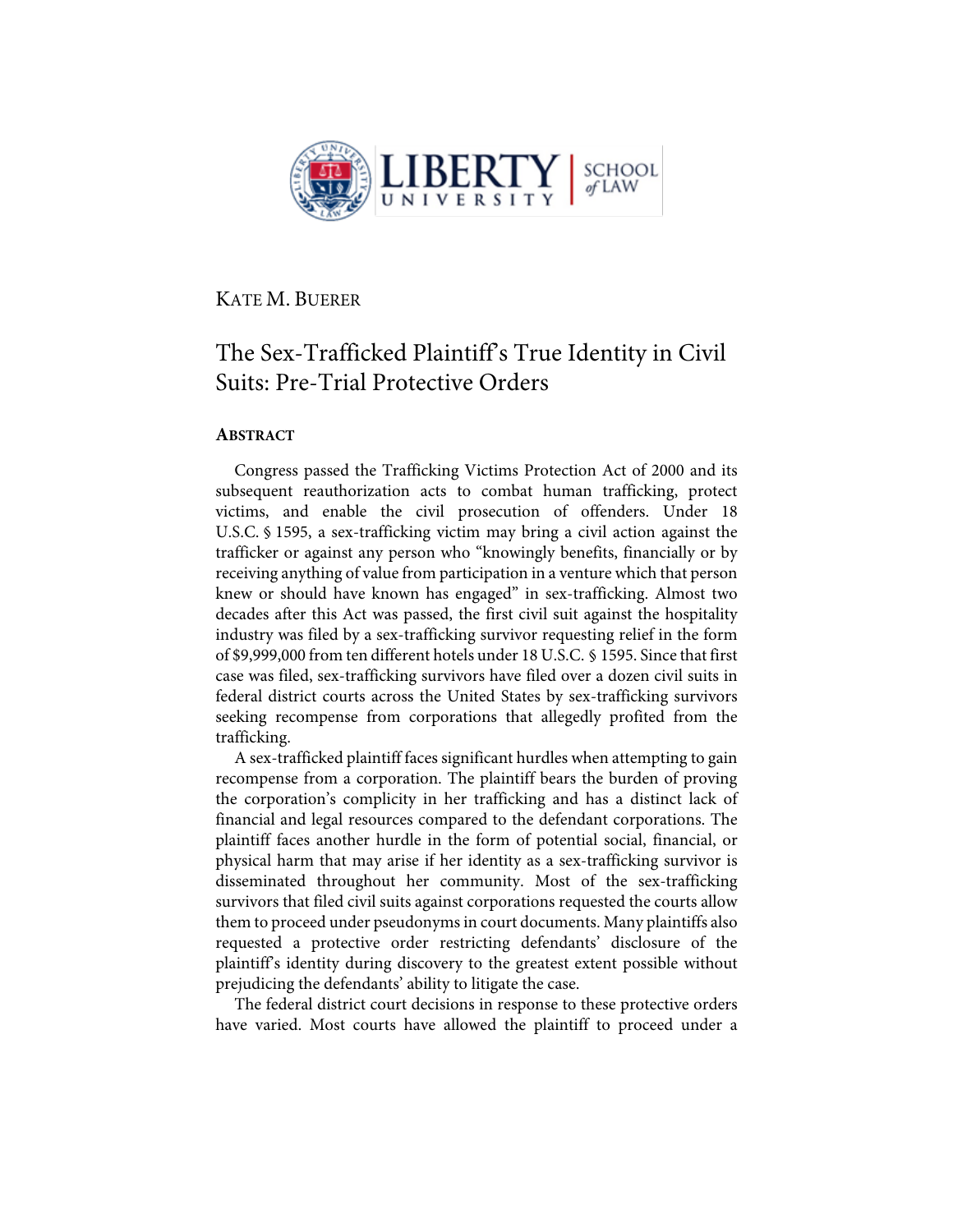KATE M. BUERER

# The Sex-Trafficked Plaintiff's True Identity in Civil Suits: Pre-Trial Protective Orders

## ABSTRACT

Congress passed the Trafficking Victims Protection Act of 2000 and its subsequent reauthorization acts to combat human trafficking, protect victims, and enable the civil prosecution of offenders. Under 18 U.S.C. § 1595, a sex-trafficking victim may bring a civil action against the trafficker or against any person who "knowingly benefits, financially or by receiving anything of value from participation in a venture which that person knew or should have known has engaged" in sex-trafficking. Almost two decades after this Act was passed, the first civil suit against the hospitality industry was filed by a sex-trafficking survivor requesting relief in the form of $9,999,000 from ten different hotels under 18 U.S.C. § 1595. Since that first case was filed, sex-trafficking survivors have filed over a dozen civil suits in federal district courts across the United States by sex-trafficking survivors seeking recompense from corporations that allegedly profited from the trafficking.

A sex-trafficked plaintiff faces significant hurdles when attempting to gain recompense from a corporation. The plaintiff bears the burden of proving the corporation's complicity in her trafficking and has a distinct lack of financial and legal resources compared to the defendant corporations. The plaintiff faces another hurdle in the form of potential social, financial, or physical harm that may arise if her identity as a sex-trafficking survivor is disseminated throughout her community. Most of the sex-trafficking survivors that filed civil suits against corporations requested the courts allow them to proceed under pseudonyms in court documents. Many plaintiffs also requested a protective order restricting defendants' disclosure of the plaintiff's identity during discovery to the greatest extent possible without prejudicing the defendants' ability to litigate the case.

The federal district court decisions in response to these protective orders have varied. Most courts have allowed the plaintiff to proceed under a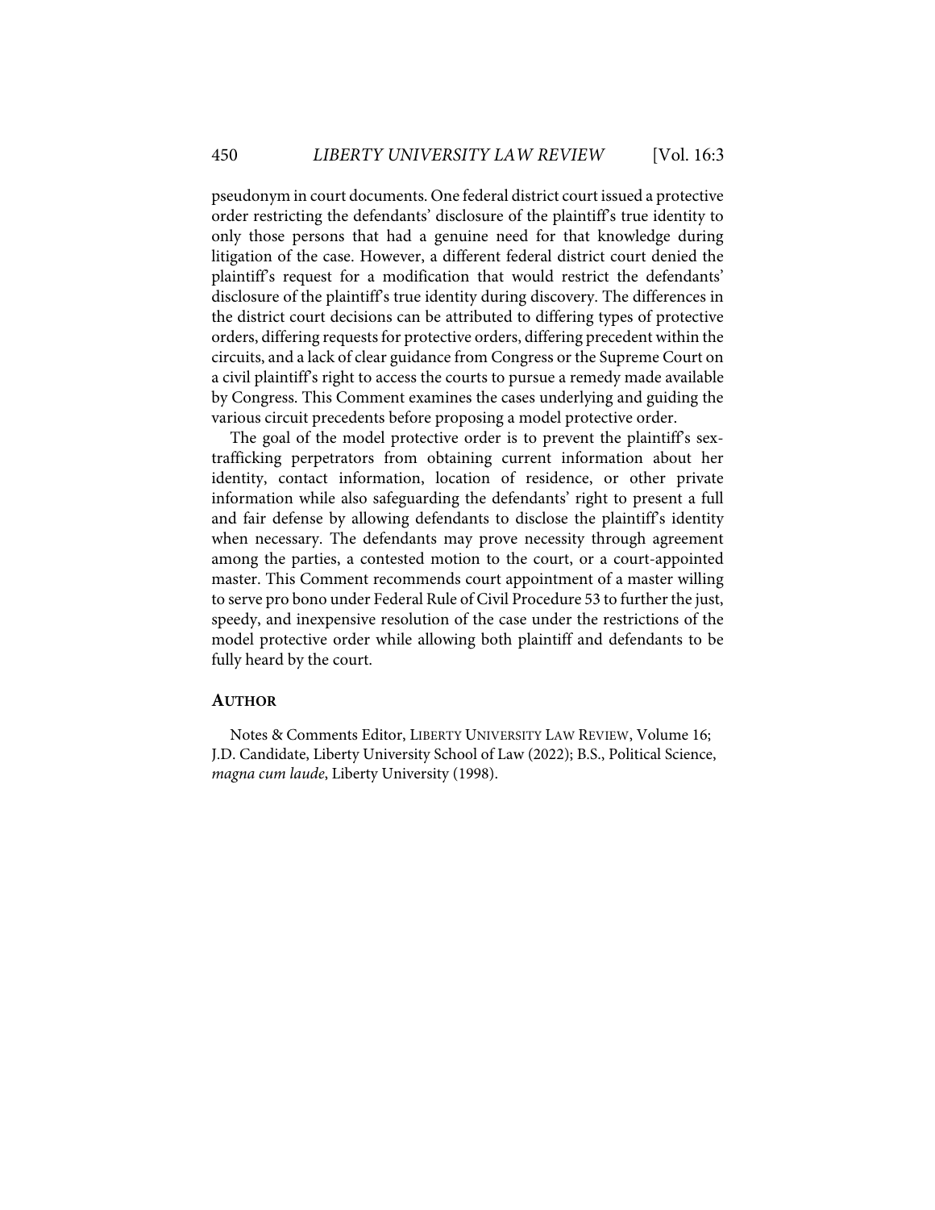pseudonym in court documents. One federal district court issued a protective order restricting the defendants' disclosure of the plaintiff's true identity to only those persons that had a genuine need for that knowledge during litigation of the case. However, a different federal district court denied the plaintiff's request for a modification that would restrict the defendants' disclosure of the plaintiff's true identity during discovery. The differences in the district court decisions can be attributed to differing types of protective orders, differing requests for protective orders, differing precedent within the circuits, and a lack of clear guidance from Congress or the Supreme Court on a civil plaintiff's right to access the courts to pursue a remedy made available by Congress. This Comment examines the cases underlying and guiding the various circuit precedents before proposing a model protective order.

The goal of the model protective order is to prevent the plaintiff's sex-trafficking perpetrators from obtaining current information about her identity, contact information, location of residence, or other private information while also safeguarding the defendants' right to present a full and fair defense by allowing defendants to disclose the plaintiff's identity when necessary. The defendants may prove necessity through agreement among the parties, a contested motion to the court, or a court-appointed master. This Comment recommends court appointment of a master willing to serve pro bono under Federal Rule of Civil Procedure 53 to further the just, speedy, and inexpensive resolution of the case under the restrictions of the model protective order while allowing both plaintiff and defendants to be fully heard by the court.

## AUTHOR

Notes & Comments Editor, LIBERTY UNIVERSITY LAW REVIEW, Volume 16; J.D. Candidate, Liberty University School of Law (2022); B.S., Political Science, *magna cum laude*, Liberty University (1998).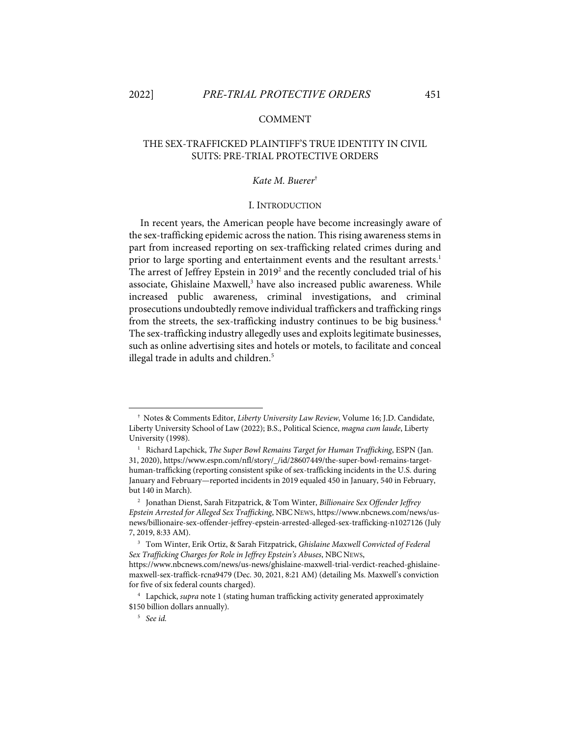COMMENT

# THE SEX-TRAFFICKED PLAINTIFF'S TRUE IDENTITY IN CIVIL SUITS: PRE-TRIAL PROTECTIVE ORDERS

*Kate M. Buerer*[†]

## I. INTRODUCTION

In recent years, the American people have become increasingly aware of the sex-trafficking epidemic across the nation. This rising awareness stems in part from increased reporting on sex-trafficking related crimes during and prior to large sporting and entertainment events and the resultant arrests.[1] The arrest of Jeffrey Epstein in 2019[2] and the recently concluded trial of his associate, Ghislaine Maxwell,[3] have also increased public awareness. While increased public awareness, criminal investigations, and criminal prosecutions undoubtedly remove individual traffickers and trafficking rings from the streets, the sex-trafficking industry continues to be big business.[4] The sex-trafficking industry allegedly uses and exploits legitimate businesses, such as online advertising sites and hotels or motels, to facilitate and conceal illegal trade in adults and children.[5]

---

[†] Notes & Comments Editor, *Liberty University Law Review*, Volume 16; J.D. Candidate, Liberty University School of Law (2022); B.S., Political Science, *magna cum laude*, Liberty University (1998).

[1] Richard Lapchick, *The Super Bowl Remains Target for Human Trafficking*, ESPN (Jan. 31, 2020), https://www.espn.com/nfl/story/_/id/28607449/the-super-bowl-remains-target-human-trafficking (reporting consistent spike of sex-trafficking incidents in the U.S. during January and February—reported incidents in 2019 equaled 450 in January, 540 in February, but 140 in March).

[2] Jonathan Dienst, Sarah Fitzpatrick, & Tom Winter, *Billionaire Sex Offender Jeffrey Epstein Arrested for Alleged Sex Trafficking*, NBC NEWS, https://www.nbcnews.com/news/us-news/billionaire-sex-offender-jeffrey-epstein-arrested-alleged-sex-trafficking-n1027126 (July 7, 2019, 8:33 AM).

[3] Tom Winter, Erik Ortiz, & Sarah Fitzpatrick, *Ghislaine Maxwell Convicted of Federal Sex Trafficking Charges for Role in Jeffrey Epstein's Abuses*, NBC NEWS, https://www.nbcnews.com/news/us-news/ghislaine-maxwell-trial-verdict-reached-ghislaine-maxwell-sex-traffick-rcna9479 (Dec. 30, 2021, 8:21 AM) (detailing Ms. Maxwell's conviction for five of six federal counts charged).

[4] Lapchick, *supra* note 1 (stating human trafficking activity generated approximately $150 billion dollars annually).

[5] *See id.*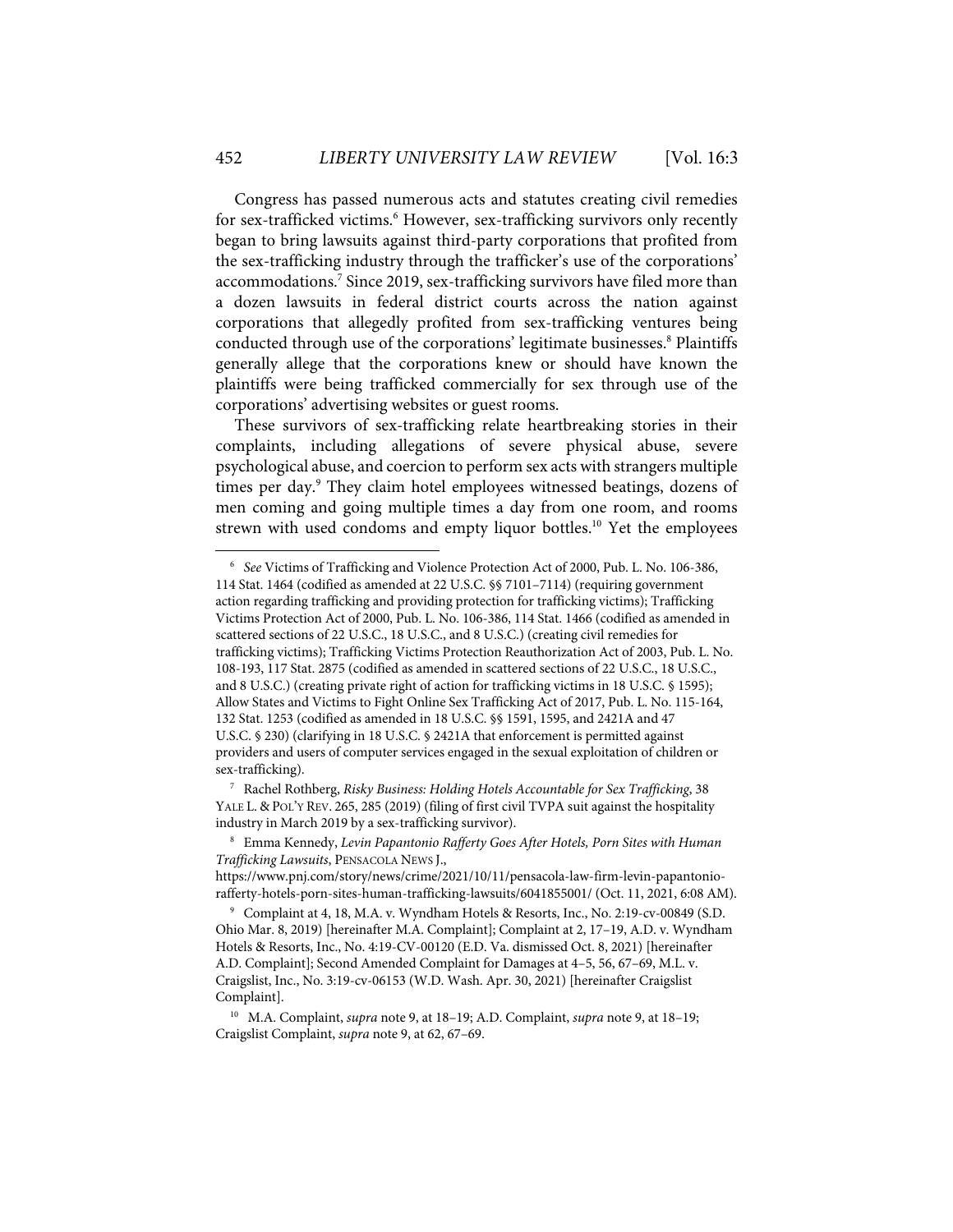Congress has passed numerous acts and statutes creating civil remedies for sex-trafficked victims.[6] However, sex-trafficking survivors only recently began to bring lawsuits against third-party corporations that profited from the sex-trafficking industry through the trafficker's use of the corporations' accommodations.[7] Since 2019, sex-trafficking survivors have filed more than a dozen lawsuits in federal district courts across the nation against corporations that allegedly profited from sex-trafficking ventures being conducted through use of the corporations' legitimate businesses.[8] Plaintiffs generally allege that the corporations knew or should have known the plaintiffs were being trafficked commercially for sex through use of the corporations' advertising websites or guest rooms.

These survivors of sex-trafficking relate heartbreaking stories in their complaints, including allegations of severe physical abuse, severe psychological abuse, and coercion to perform sex acts with strangers multiple times per day.[9] They claim hotel employees witnessed beatings, dozens of men coming and going multiple times a day from one room, and rooms strewn with used condoms and empty liquor bottles.[10] Yet the employees

---

[6] *See* Victims of Trafficking and Violence Protection Act of 2000, Pub. L. No. 106-386, 114 Stat. 1464 (codified as amended at 22 U.S.C. §§ 7101–7114) (requiring government action regarding trafficking and providing protection for trafficking victims); Trafficking Victims Protection Act of 2000, Pub. L. No. 106-386, 114 Stat. 1466 (codified as amended in scattered sections of 22 U.S.C., 18 U.S.C., and 8 U.S.C.) (creating civil remedies for trafficking victims); Trafficking Victims Protection Reauthorization Act of 2003, Pub. L. No. 108-193, 117 Stat. 2875 (codified as amended in scattered sections of 22 U.S.C., 18 U.S.C., and 8 U.S.C.) (creating private right of action for trafficking victims in 18 U.S.C. § 1595); Allow States and Victims to Fight Online Sex Trafficking Act of 2017, Pub. L. No. 115-164, 132 Stat. 1253 (codified as amended in 18 U.S.C. §§ 1591, 1595, and 2421A and 47 U.S.C. § 230) (clarifying in 18 U.S.C. § 2421A that enforcement is permitted against providers and users of computer services engaged in the sexual exploitation of children or sex-trafficking).

[7] Rachel Rothberg, *Risky Business: Holding Hotels Accountable for Sex Trafficking*, 38 YALE L. & POL'Y REV. 265, 285 (2019) (filing of first civil TVPA suit against the hospitality industry in March 2019 by a sex-trafficking survivor).

[8] Emma Kennedy, *Levin Papantonio Rafferty Goes After Hotels, Porn Sites with Human Trafficking Lawsuits*, PENSACOLA NEWS J., https://www.pnj.com/story/news/crime/2021/10/11/pensacola-law-firm-levin-papantonio-rafferty-hotels-porn-sites-human-trafficking-lawsuits/6041855001/ (Oct. 11, 2021, 6:08 AM).

[9] Complaint at 4, 18, M.A. v. Wyndham Hotels & Resorts, Inc., No. 2:19-cv-00849 (S.D. Ohio Mar. 8, 2019) [hereinafter M.A. Complaint]; Complaint at 2, 17–19, A.D. v. Wyndham Hotels & Resorts, Inc., No. 4:19-CV-00120 (E.D. Va. dismissed Oct. 8, 2021) [hereinafter A.D. Complaint]; Second Amended Complaint for Damages at 4–5, 56, 67–69, M.L. v. Craigslist, Inc., No. 3:19-cv-06153 (W.D. Wash. Apr. 30, 2021) [hereinafter Craigslist Complaint].

[10] M.A. Complaint, *supra* note 9, at 18–19; A.D. Complaint, *supra* note 9, at 18–19; Craigslist Complaint, *supra* note 9, at 62, 67–69.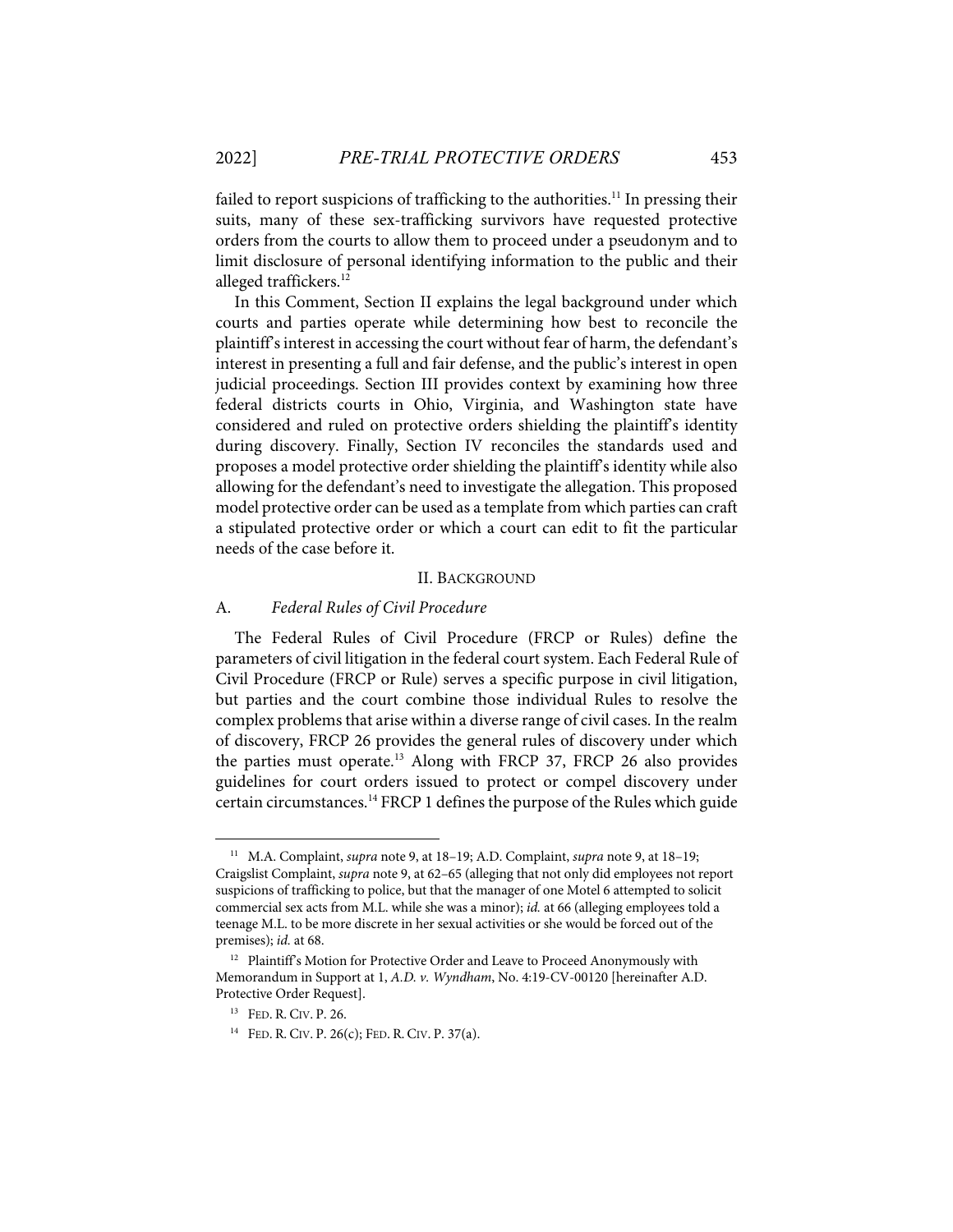failed to report suspicions of trafficking to the authorities.[11] In pressing their suits, many of these sex-trafficking survivors have requested protective orders from the courts to allow them to proceed under a pseudonym and to limit disclosure of personal identifying information to the public and their alleged traffickers.[12]

In this Comment, Section II explains the legal background under which courts and parties operate while determining how best to reconcile the plaintiff's interest in accessing the court without fear of harm, the defendant's interest in presenting a full and fair defense, and the public's interest in open judicial proceedings. Section III provides context by examining how three federal districts courts in Ohio, Virginia, and Washington state have considered and ruled on protective orders shielding the plaintiff's identity during discovery. Finally, Section IV reconciles the standards used and proposes a model protective order shielding the plaintiff's identity while also allowing for the defendant's need to investigate the allegation. This proposed model protective order can be used as a template from which parties can craft a stipulated protective order or which a court can edit to fit the particular needs of the case before it.

## II. Background

### A. *Federal Rules of Civil Procedure*

The Federal Rules of Civil Procedure (FRCP or Rules) define the parameters of civil litigation in the federal court system. Each Federal Rule of Civil Procedure (FRCP or Rule) serves a specific purpose in civil litigation, but parties and the court combine those individual Rules to resolve the complex problems that arise within a diverse range of civil cases. In the realm of discovery, FRCP 26 provides the general rules of discovery under which the parties must operate.[13] Along with FRCP 37, FRCP 26 also provides guidelines for court orders issued to protect or compel discovery under certain circumstances.[14] FRCP 1 defines the purpose of the Rules which guide

---

[11] M.A. Complaint, *supra* note 9, at 18–19; A.D. Complaint, *supra* note 9, at 18–19; Craigslist Complaint, *supra* note 9, at 62–65 (alleging that not only did employees not report suspicions of trafficking to police, but that the manager of one Motel 6 attempted to solicit commercial sex acts from M.L. while she was a minor); *id.* at 66 (alleging employees told a teenage M.L. to be more discrete in her sexual activities or she would be forced out of the premises); *id.* at 68.

[12] Plaintiff's Motion for Protective Order and Leave to Proceed Anonymously with Memorandum in Support at 1, *A.D. v. Wyndham*, No. 4:19-CV-00120 [hereinafter A.D. Protective Order Request].

[13] FED. R. CIV. P. 26.

[14] FED. R. CIV. P. 26(c); FED. R. CIV. P. 37(a).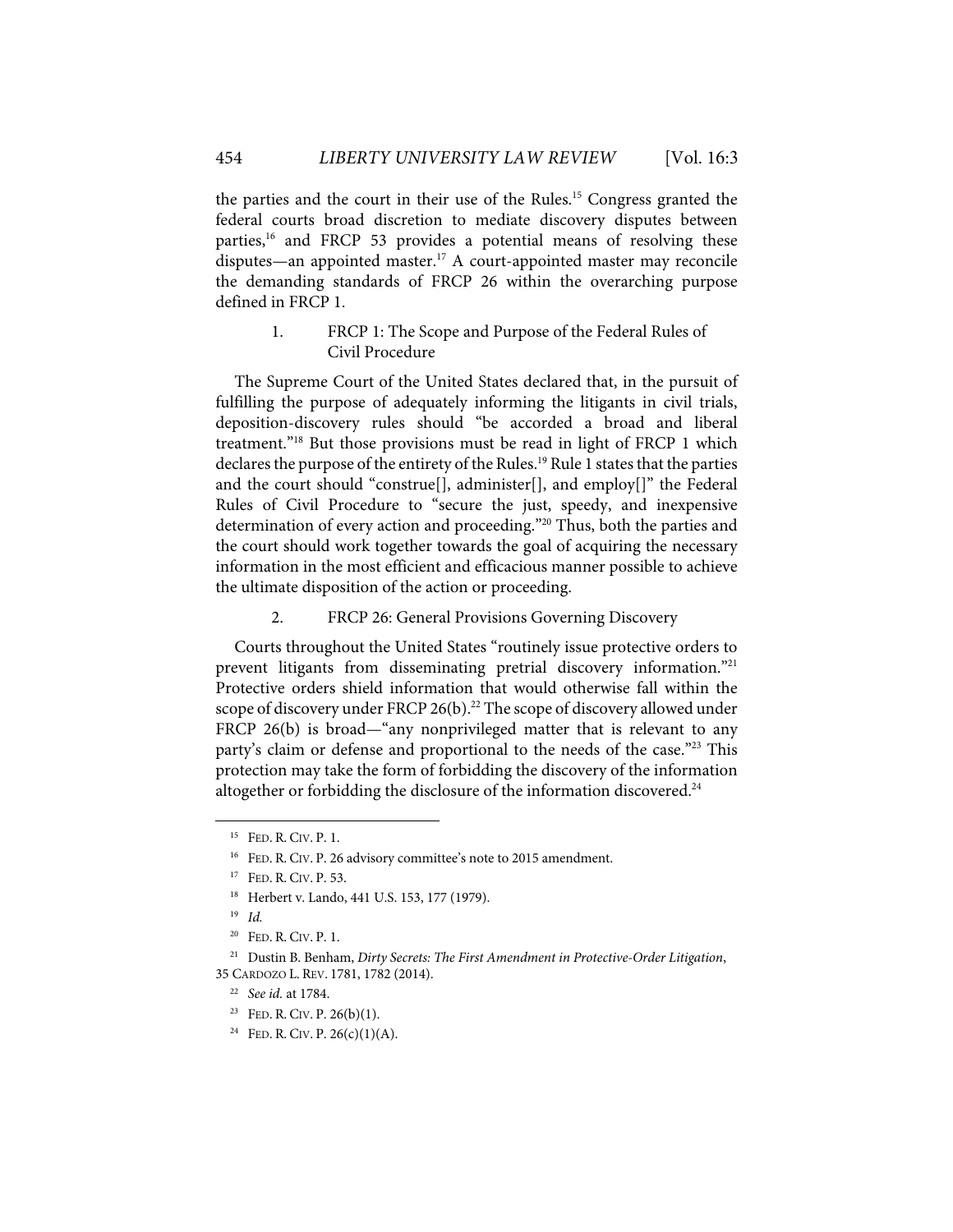the parties and the court in their use of the Rules.[15] Congress granted the federal courts broad discretion to mediate discovery disputes between parties,[16] and FRCP 53 provides a potential means of resolving these disputes—an appointed master.[17] A court-appointed master may reconcile the demanding standards of FRCP 26 within the overarching purpose defined in FRCP 1.

### 1. FRCP 1: The Scope and Purpose of the Federal Rules of Civil Procedure

The Supreme Court of the United States declared that, in the pursuit of fulfilling the purpose of adequately informing the litigants in civil trials, deposition-discovery rules should "be accorded a broad and liberal treatment."[18] But those provisions must be read in light of FRCP 1 which declares the purpose of the entirety of the Rules.[19] Rule 1 states that the parties and the court should "construe[], administer[], and employ[]" the Federal Rules of Civil Procedure to "secure the just, speedy, and inexpensive determination of every action and proceeding."[20] Thus, both the parties and the court should work together towards the goal of acquiring the necessary information in the most efficient and efficacious manner possible to achieve the ultimate disposition of the action or proceeding.

### 2. FRCP 26: General Provisions Governing Discovery

Courts throughout the United States "routinely issue protective orders to prevent litigants from disseminating pretrial discovery information."[21] Protective orders shield information that would otherwise fall within the scope of discovery under FRCP 26(b).[22] The scope of discovery allowed under FRCP 26(b) is broad—"any nonprivileged matter that is relevant to any party's claim or defense and proportional to the needs of the case."[23] This protection may take the form of forbidding the discovery of the information altogether or forbidding the disclosure of the information discovered.[24]

---

[15] FED. R. CIV. P. 1.

[16] FED. R. CIV. P. 26 advisory committee's note to 2015 amendment.

[17] FED. R. CIV. P. 53.

[18] Herbert v. Lando, 441 U.S. 153, 177 (1979).

[19] *Id.*

[20] FED. R. CIV. P. 1.

[21] Dustin B. Benham, *Dirty Secrets: The First Amendment in Protective-Order Litigation*, 35 CARDOZO L. REV. 1781, 1782 (2014).

[22] *See id.* at 1784.

[23] FED. R. CIV. P. 26(b)(1).

[24] FED. R. CIV. P. 26(c)(1)(A).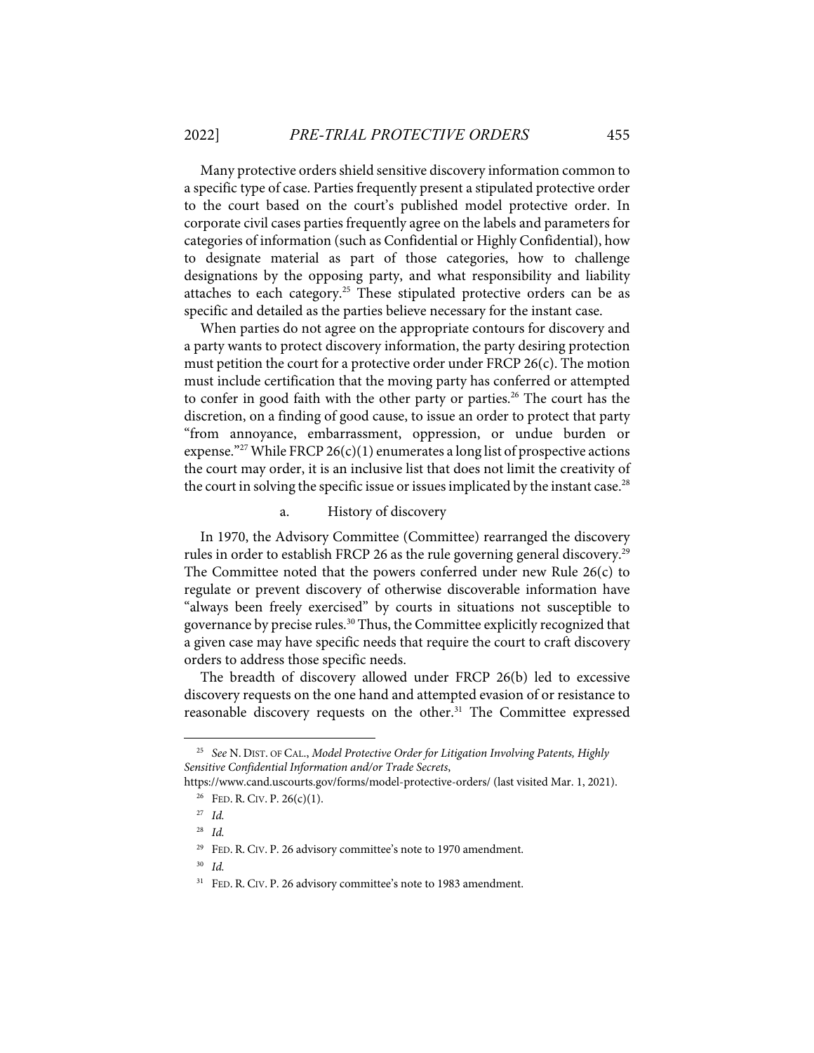Many protective orders shield sensitive discovery information common to a specific type of case. Parties frequently present a stipulated protective order to the court based on the court's published model protective order. In corporate civil cases parties frequently agree on the labels and parameters for categories of information (such as Confidential or Highly Confidential), how to designate material as part of those categories, how to challenge designations by the opposing party, and what responsibility and liability attaches to each category.[25] These stipulated protective orders can be as specific and detailed as the parties believe necessary for the instant case.

When parties do not agree on the appropriate contours for discovery and a party wants to protect discovery information, the party desiring protection must petition the court for a protective order under FRCP 26(c). The motion must include certification that the moving party has conferred or attempted to confer in good faith with the other party or parties.[26] The court has the discretion, on a finding of good cause, to issue an order to protect that party "from annoyance, embarrassment, oppression, or undue burden or expense."[27] While FRCP 26(c)(1) enumerates a long list of prospective actions the court may order, it is an inclusive list that does not limit the creativity of the court in solving the specific issue or issues implicated by the instant case.[28]

#### a. History of discovery

In 1970, the Advisory Committee (Committee) rearranged the discovery rules in order to establish FRCP 26 as the rule governing general discovery.[29] The Committee noted that the powers conferred under new Rule 26(c) to regulate or prevent discovery of otherwise discoverable information have "always been freely exercised" by courts in situations not susceptible to governance by precise rules.[30] Thus, the Committee explicitly recognized that a given case may have specific needs that require the court to craft discovery orders to address those specific needs.

The breadth of discovery allowed under FRCP 26(b) led to excessive discovery requests on the one hand and attempted evasion of or resistance to reasonable discovery requests on the other.[31] The Committee expressed

---

[25] *See* N. DIST. OF CAL., *Model Protective Order for Litigation Involving Patents, Highly Sensitive Confidential Information and/or Trade Secrets*, https://www.cand.uscourts.gov/forms/model-protective-orders/ (last visited Mar. 1, 2021).

[26] FED. R. CIV. P. 26(c)(1).

[27] *Id.*

[28] *Id.*

[29] FED. R. CIV. P. 26 advisory committee's note to 1970 amendment.

[30] *Id.*

[31] FED. R. CIV. P. 26 advisory committee's note to 1983 amendment.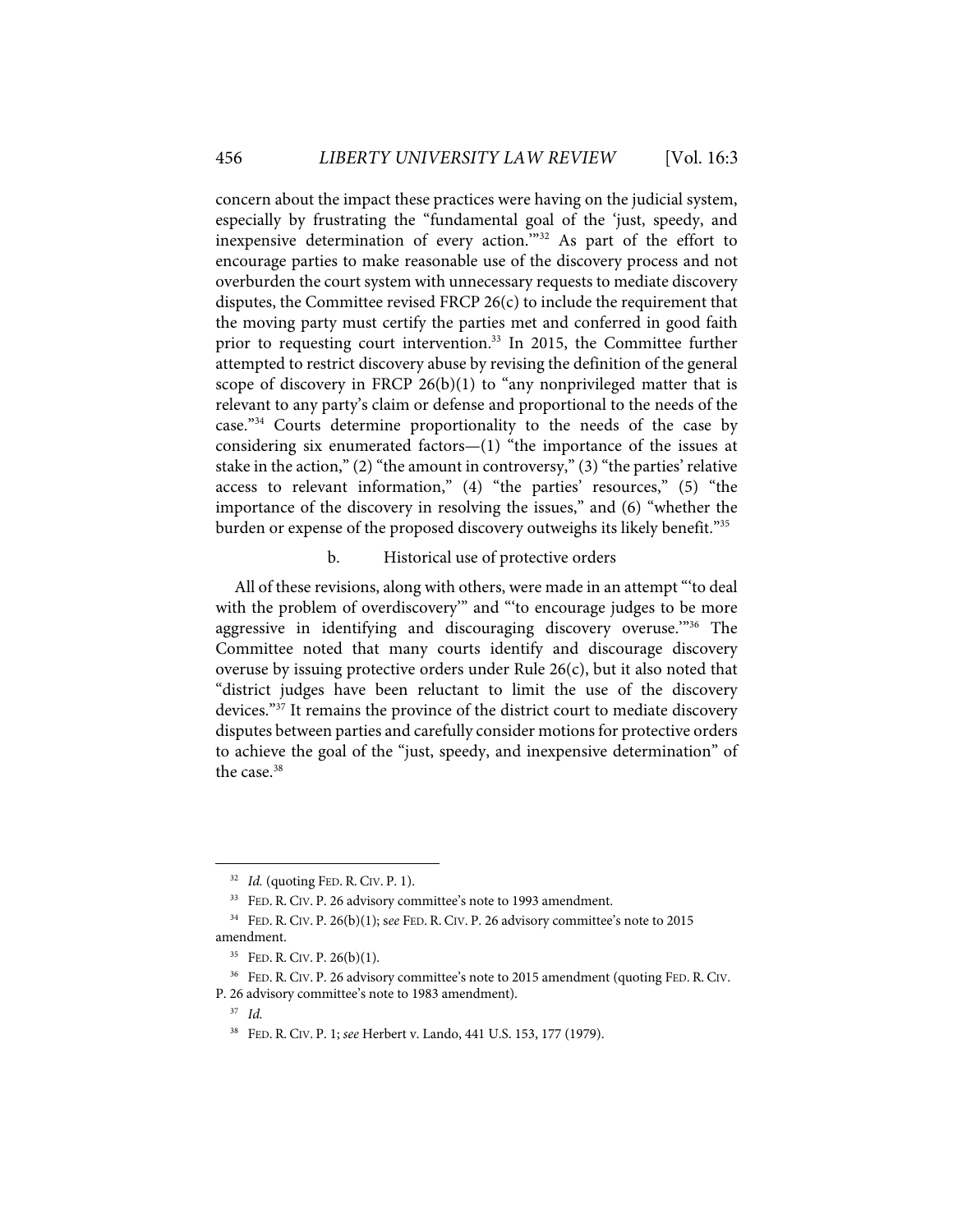concern about the impact these practices were having on the judicial system, especially by frustrating the "fundamental goal of the 'just, speedy, and inexpensive determination of every action.'"[32] As part of the effort to encourage parties to make reasonable use of the discovery process and not overburden the court system with unnecessary requests to mediate discovery disputes, the Committee revised FRCP 26(c) to include the requirement that the moving party must certify the parties met and conferred in good faith prior to requesting court intervention.[33] In 2015, the Committee further attempted to restrict discovery abuse by revising the definition of the general scope of discovery in FRCP 26(b)(1) to "any nonprivileged matter that is relevant to any party's claim or defense and proportional to the needs of the case."[34] Courts determine proportionality to the needs of the case by considering six enumerated factors—(1) "the importance of the issues at stake in the action," (2) "the amount in controversy," (3) "the parties' relative access to relevant information," (4) "the parties' resources," (5) "the importance of the discovery in resolving the issues," and (6) "whether the burden or expense of the proposed discovery outweighs its likely benefit."[35]

b. Historical use of protective orders

All of these revisions, along with others, were made in an attempt "'to deal with the problem of overdiscovery'" and "'to encourage judges to be more aggressive in identifying and discouraging discovery overuse.'"[36] The Committee noted that many courts identify and discourage discovery overuse by issuing protective orders under Rule 26(c), but it also noted that "district judges have been reluctant to limit the use of the discovery devices."[37] It remains the province of the district court to mediate discovery disputes between parties and carefully consider motions for protective orders to achieve the goal of the "just, speedy, and inexpensive determination" of the case.[38]

---

[32] *Id.* (quoting FED. R. CIV. P. 1).

[33] FED. R. CIV. P. 26 advisory committee's note to 1993 amendment.

[34] FED. R. CIV. P. 26(b)(1); s*ee* FED. R. CIV. P. 26 advisory committee's note to 2015 amendment.

[35] FED. R. CIV. P. 26(b)(1).

[36] FED. R. CIV. P. 26 advisory committee's note to 2015 amendment (quoting FED. R. CIV. P. 26 advisory committee's note to 1983 amendment).

[37] *Id.*

[38] FED. R. CIV. P. 1; *see* Herbert v. Lando, 441 U.S. 153, 177 (1979).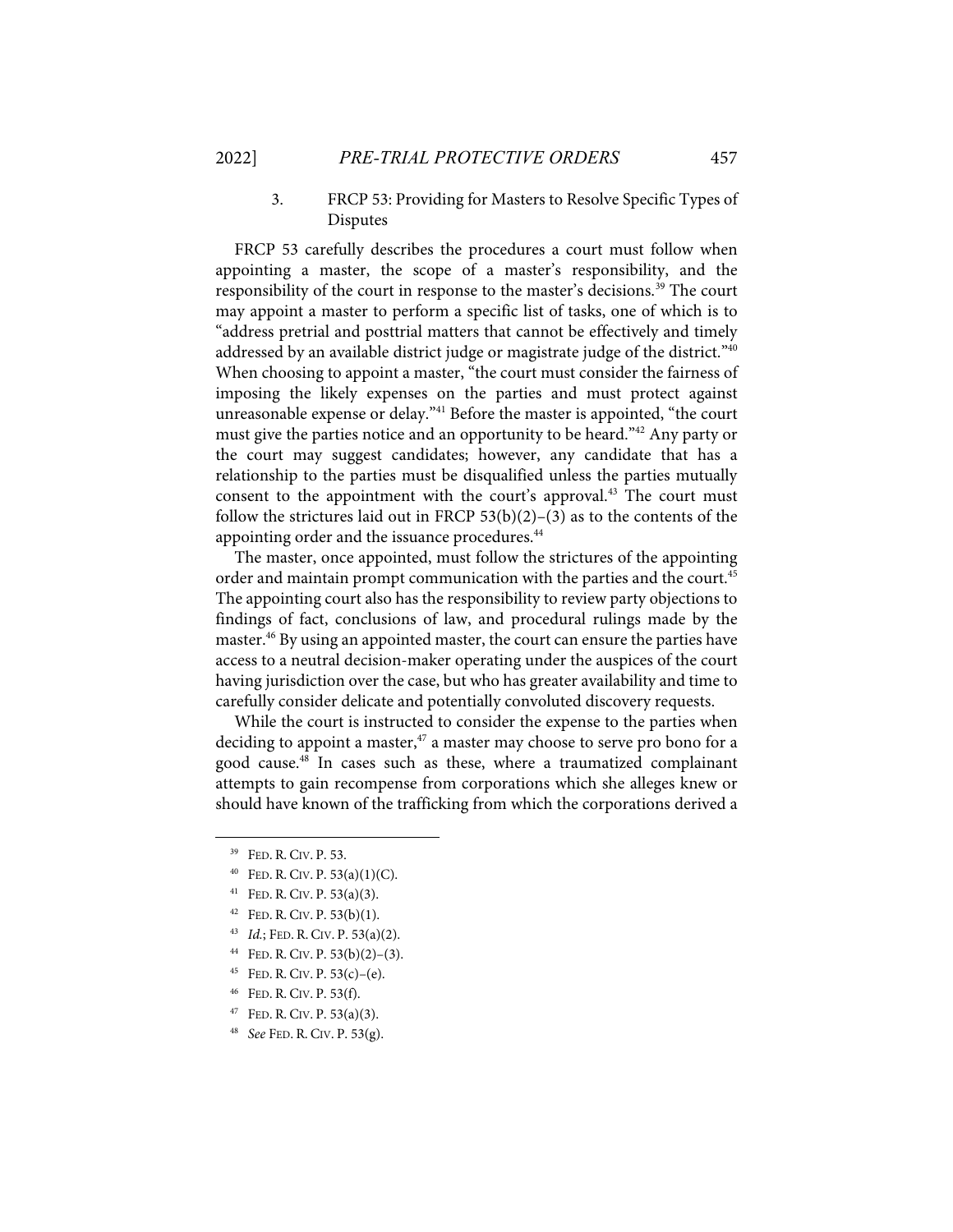### 3. FRCP 53: Providing for Masters to Resolve Specific Types of Disputes

FRCP 53 carefully describes the procedures a court must follow when appointing a master, the scope of a master's responsibility, and the responsibility of the court in response to the master's decisions.[39] The court may appoint a master to perform a specific list of tasks, one of which is to "address pretrial and posttrial matters that cannot be effectively and timely addressed by an available district judge or magistrate judge of the district."[40] When choosing to appoint a master, "the court must consider the fairness of imposing the likely expenses on the parties and must protect against unreasonable expense or delay."[41] Before the master is appointed, "the court must give the parties notice and an opportunity to be heard."[42] Any party or the court may suggest candidates; however, any candidate that has a relationship to the parties must be disqualified unless the parties mutually consent to the appointment with the court's approval.[43] The court must follow the strictures laid out in FRCP 53(b)(2)–(3) as to the contents of the appointing order and the issuance procedures.[44]

The master, once appointed, must follow the strictures of the appointing order and maintain prompt communication with the parties and the court.[45] The appointing court also has the responsibility to review party objections to findings of fact, conclusions of law, and procedural rulings made by the master.[46] By using an appointed master, the court can ensure the parties have access to a neutral decision-maker operating under the auspices of the court having jurisdiction over the case, but who has greater availability and time to carefully consider delicate and potentially convoluted discovery requests.

While the court is instructed to consider the expense to the parties when deciding to appoint a master,[47] a master may choose to serve pro bono for a good cause.[48] In cases such as these, where a traumatized complainant attempts to gain recompense from corporations which she alleges knew or should have known of the trafficking from which the corporations derived a

---

[39] FED. R. CIV. P. 53.

[40] FED. R. CIV. P. 53(a)(1)(C).

[41] FED. R. CIV. P. 53(a)(3).

[42] FED. R. CIV. P. 53(b)(1).

[43] *Id.*; FED. R. CIV. P. 53(a)(2).

[44] FED. R. CIV. P. 53(b)(2)–(3).

[45] FED. R. CIV. P. 53(c)–(e).

[46] FED. R. CIV. P. 53(f).

[47] FED. R. CIV. P. 53(a)(3).

[48] *See* FED. R. CIV. P. 53(g).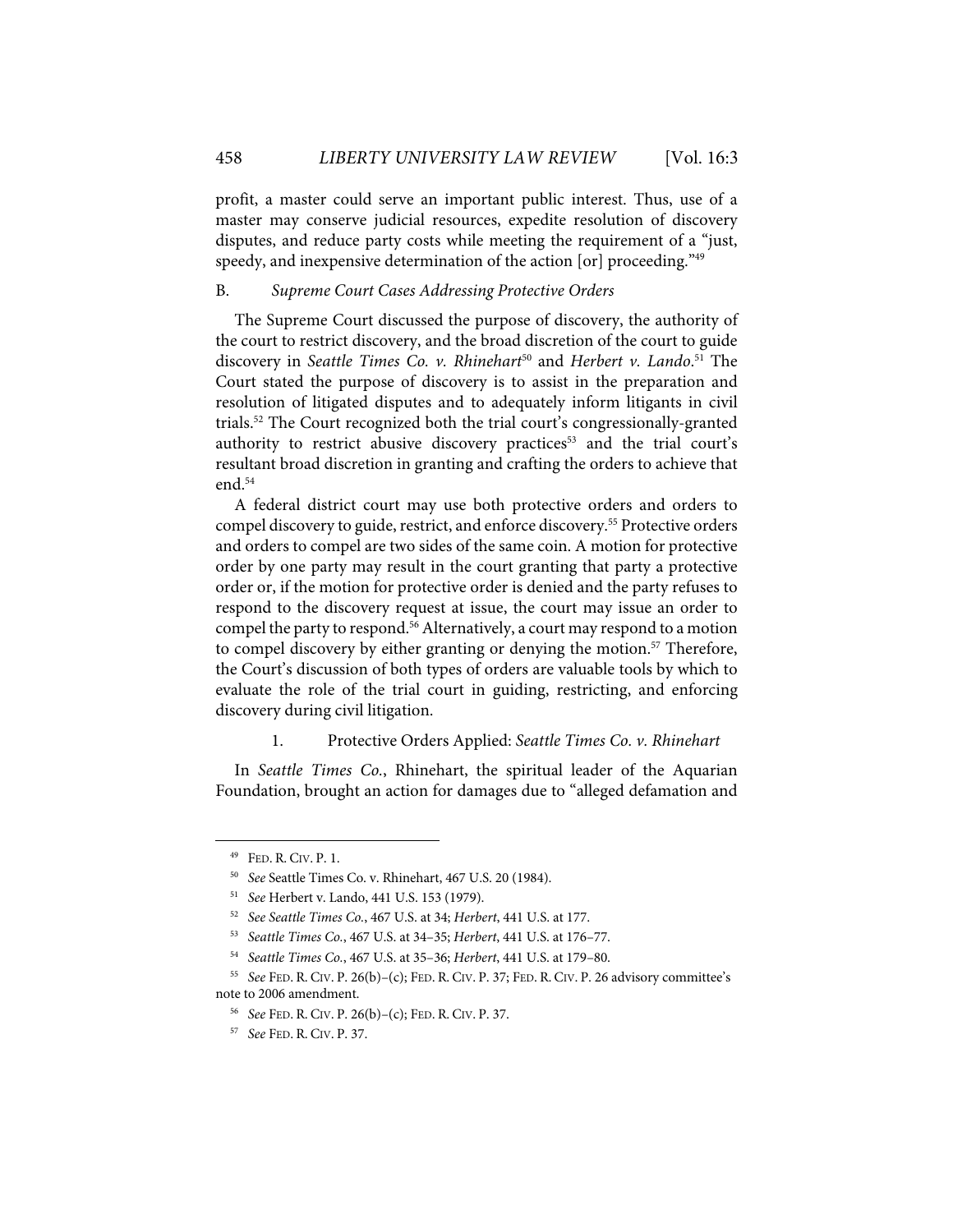profit, a master could serve an important public interest. Thus, use of a master may conserve judicial resources, expedite resolution of discovery disputes, and reduce party costs while meeting the requirement of a "just, speedy, and inexpensive determination of the action [or] proceeding."[49]

### B. *Supreme Court Cases Addressing Protective Orders*

The Supreme Court discussed the purpose of discovery, the authority of the court to restrict discovery, and the broad discretion of the court to guide discovery in *Seattle Times Co. v. Rhinehart*[50] and *Herbert v. Lando*.[51] The Court stated the purpose of discovery is to assist in the preparation and resolution of litigated disputes and to adequately inform litigants in civil trials.[52] The Court recognized both the trial court's congressionally-granted authority to restrict abusive discovery practices[53] and the trial court's resultant broad discretion in granting and crafting the orders to achieve that end.[54]

A federal district court may use both protective orders and orders to compel discovery to guide, restrict, and enforce discovery.[55] Protective orders and orders to compel are two sides of the same coin. A motion for protective order by one party may result in the court granting that party a protective order or, if the motion for protective order is denied and the party refuses to respond to the discovery request at issue, the court may issue an order to compel the party to respond.[56] Alternatively, a court may respond to a motion to compel discovery by either granting or denying the motion.[57] Therefore, the Court's discussion of both types of orders are valuable tools by which to evaluate the role of the trial court in guiding, restricting, and enforcing discovery during civil litigation.

#### 1. Protective Orders Applied: *Seattle Times Co. v. Rhinehart*

In *Seattle Times Co.*, Rhinehart, the spiritual leader of the Aquarian Foundation, brought an action for damages due to "alleged defamation and

---

[49] FED. R. CIV. P. 1.

[50] *See* Seattle Times Co. v. Rhinehart, 467 U.S. 20 (1984).

[51] *See* Herbert v. Lando, 441 U.S. 153 (1979).

[52] *See Seattle Times Co.*, 467 U.S. at 34; *Herbert*, 441 U.S. at 177.

[53] *Seattle Times Co.*, 467 U.S. at 34–35; *Herbert*, 441 U.S. at 176–77.

[54] *Seattle Times Co.*, 467 U.S. at 35–36; *Herbert*, 441 U.S. at 179–80.

[55] *See* FED. R. CIV. P. 26(b)–(c); FED. R. CIV. P. 37; FED. R. CIV. P. 26 advisory committee's note to 2006 amendment.

[56] *See* FED. R. CIV. P. 26(b)–(c); FED. R. CIV. P. 37.

[57] *See* FED. R. CIV. P. 37.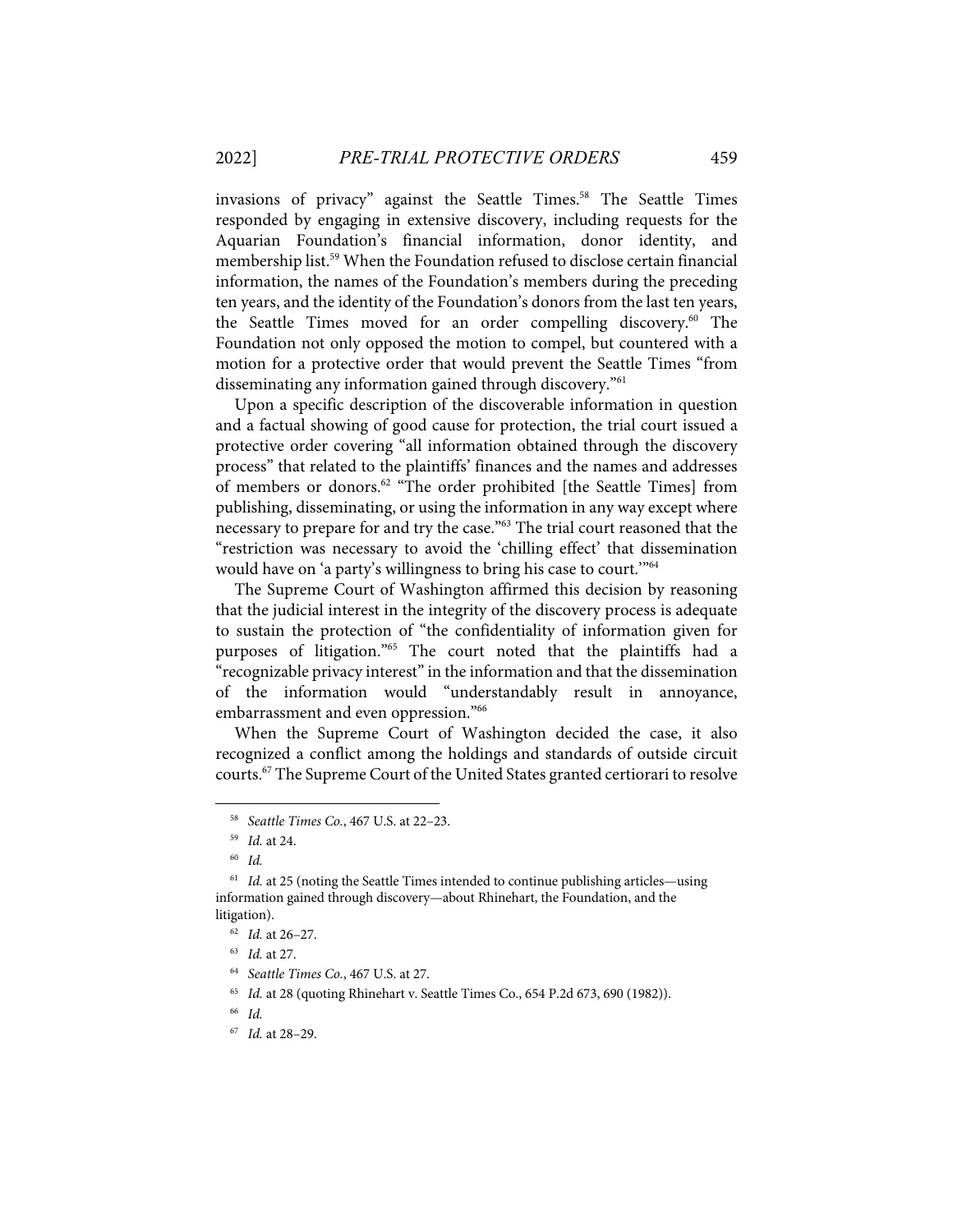invasions of privacy" against the Seattle Times.[58] The Seattle Times responded by engaging in extensive discovery, including requests for the Aquarian Foundation's financial information, donor identity, and membership list.[59] When the Foundation refused to disclose certain financial information, the names of the Foundation's members during the preceding ten years, and the identity of the Foundation's donors from the last ten years, the Seattle Times moved for an order compelling discovery.[60] The Foundation not only opposed the motion to compel, but countered with a motion for a protective order that would prevent the Seattle Times "from disseminating any information gained through discovery."[61]

Upon a specific description of the discoverable information in question and a factual showing of good cause for protection, the trial court issued a protective order covering "all information obtained through the discovery process" that related to the plaintiffs' finances and the names and addresses of members or donors.[62] "The order prohibited [the Seattle Times] from publishing, disseminating, or using the information in any way except where necessary to prepare for and try the case."[63] The trial court reasoned that the "restriction was necessary to avoid the 'chilling effect' that dissemination would have on 'a party's willingness to bring his case to court.'"[64]

The Supreme Court of Washington affirmed this decision by reasoning that the judicial interest in the integrity of the discovery process is adequate to sustain the protection of "the confidentiality of information given for purposes of litigation."[65] The court noted that the plaintiffs had a "recognizable privacy interest" in the information and that the dissemination of the information would "understandably result in annoyance, embarrassment and even oppression."[66]

When the Supreme Court of Washington decided the case, it also recognized a conflict among the holdings and standards of outside circuit courts.[67] The Supreme Court of the United States granted certiorari to resolve

---

[58] *Seattle Times Co.*, 467 U.S. at 22–23.

[59] *Id.* at 24.

[60] *Id.*

[61] *Id.* at 25 (noting the Seattle Times intended to continue publishing articles—using information gained through discovery—about Rhinehart, the Foundation, and the litigation).

[62] *Id.* at 26–27.

[63] *Id.* at 27.

[64] *Seattle Times Co.*, 467 U.S. at 27.

[65] *Id.* at 28 (quoting Rhinehart v. Seattle Times Co., 654 P.2d 673, 690 (1982)).

[66] *Id.*

[67] *Id.* at 28–29.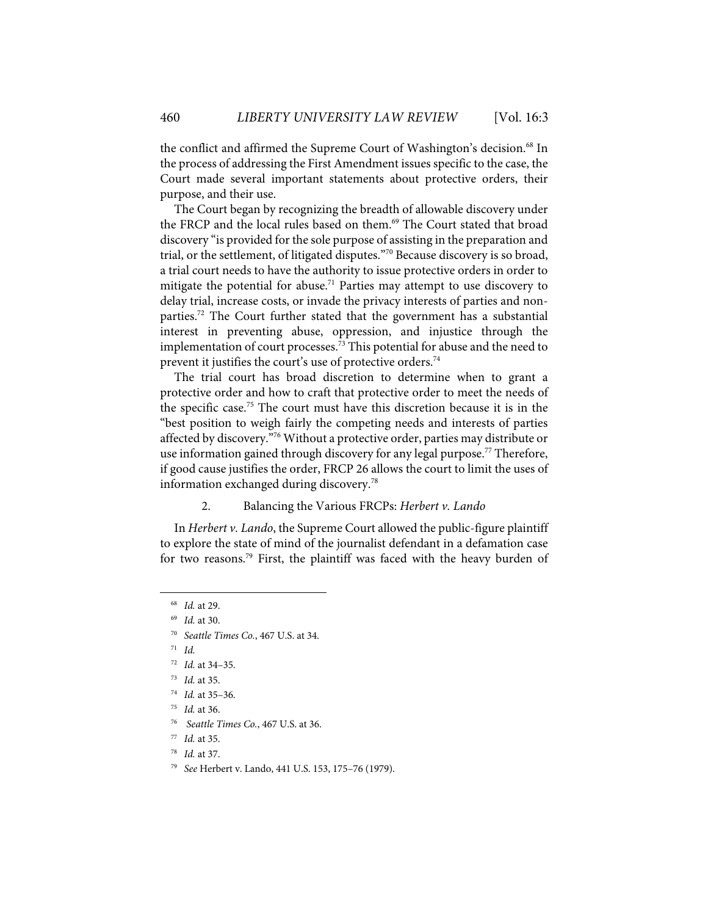the conflict and affirmed the Supreme Court of Washington's decision.[68] In the process of addressing the First Amendment issues specific to the case, the Court made several important statements about protective orders, their purpose, and their use.

The Court began by recognizing the breadth of allowable discovery under the FRCP and the local rules based on them.[69] The Court stated that broad discovery "is provided for the sole purpose of assisting in the preparation and trial, or the settlement, of litigated disputes."[70] Because discovery is so broad, a trial court needs to have the authority to issue protective orders in order to mitigate the potential for abuse.[71] Parties may attempt to use discovery to delay trial, increase costs, or invade the privacy interests of parties and non-parties.[72] The Court further stated that the government has a substantial interest in preventing abuse, oppression, and injustice through the implementation of court processes.[73] This potential for abuse and the need to prevent it justifies the court's use of protective orders.[74]

The trial court has broad discretion to determine when to grant a protective order and how to craft that protective order to meet the needs of the specific case.[75] The court must have this discretion because it is in the "best position to weigh fairly the competing needs and interests of parties affected by discovery."[76] Without a protective order, parties may distribute or use information gained through discovery for any legal purpose.[77] Therefore, if good cause justifies the order, FRCP 26 allows the court to limit the uses of information exchanged during discovery.[78]

### 2. Balancing the Various FRCPs: *Herbert v. Lando*

In *Herbert v. Lando*, the Supreme Court allowed the public-figure plaintiff to explore the state of mind of the journalist defendant in a defamation case for two reasons.[79] First, the plaintiff was faced with the heavy burden of

---

[68] *Id.* at 29.

[69] *Id.* at 30.

[70] *Seattle Times Co.*, 467 U.S. at 34.

[71] *Id.*

[72] *Id.* at 34–35.

[73] *Id.* at 35.

[74] *Id.* at 35–36.

[75] *Id.* at 36.

[76] *Seattle Times Co.*, 467 U.S. at 36.

[77] *Id.* at 35.

[78] *Id.* at 37.

[79] *See* Herbert v. Lando, 441 U.S. 153, 175–76 (1979).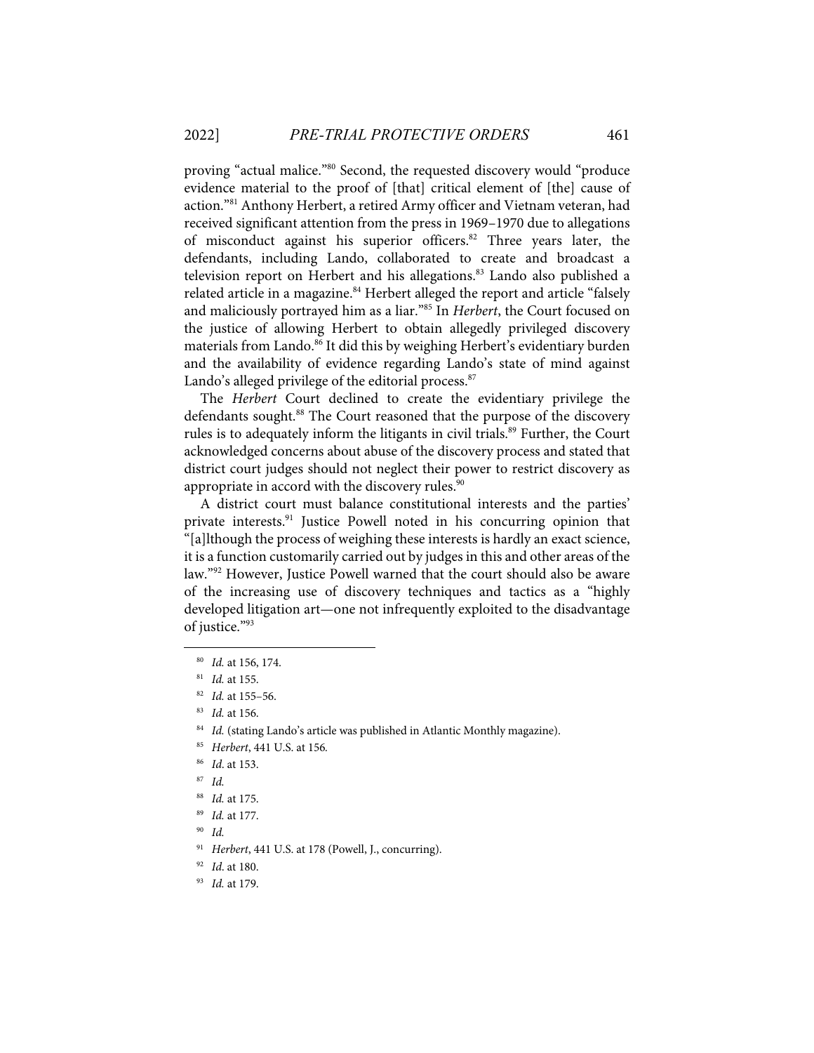proving "actual malice."[80] Second, the requested discovery would "produce evidence material to the proof of [that] critical element of [the] cause of action."[81] Anthony Herbert, a retired Army officer and Vietnam veteran, had received significant attention from the press in 1969–1970 due to allegations of misconduct against his superior officers.[82] Three years later, the defendants, including Lando, collaborated to create and broadcast a television report on Herbert and his allegations.[83] Lando also published a related article in a magazine.[84] Herbert alleged the report and article "falsely and maliciously portrayed him as a liar."[85] In *Herbert*, the Court focused on the justice of allowing Herbert to obtain allegedly privileged discovery materials from Lando.[86] It did this by weighing Herbert's evidentiary burden and the availability of evidence regarding Lando's state of mind against Lando's alleged privilege of the editorial process.[87]

The *Herbert* Court declined to create the evidentiary privilege the defendants sought.[88] The Court reasoned that the purpose of the discovery rules is to adequately inform the litigants in civil trials.[89] Further, the Court acknowledged concerns about abuse of the discovery process and stated that district court judges should not neglect their power to restrict discovery as appropriate in accord with the discovery rules.[90]

A district court must balance constitutional interests and the parties' private interests.[91] Justice Powell noted in his concurring opinion that "[a]lthough the process of weighing these interests is hardly an exact science, it is a function customarily carried out by judges in this and other areas of the law."[92] However, Justice Powell warned that the court should also be aware of the increasing use of discovery techniques and tactics as a "highly developed litigation art—one not infrequently exploited to the disadvantage of justice."[93]

---

[80] *Id.* at 156, 174.

[81] *Id.* at 155.

[82] *Id.* at 155–56.

[83] *Id.* at 156.

[84] *Id.* (stating Lando's article was published in Atlantic Monthly magazine).

[85] *Herbert*, 441 U.S. at 156.

[86] *Id*. at 153.

[87] *Id.*

[88] *Id.* at 175.

[89] *Id.* at 177.

[90] *Id.*

[91] *Herbert*, 441 U.S. at 178 (Powell, J., concurring).

[92] *Id*. at 180.

[93] *Id.* at 179.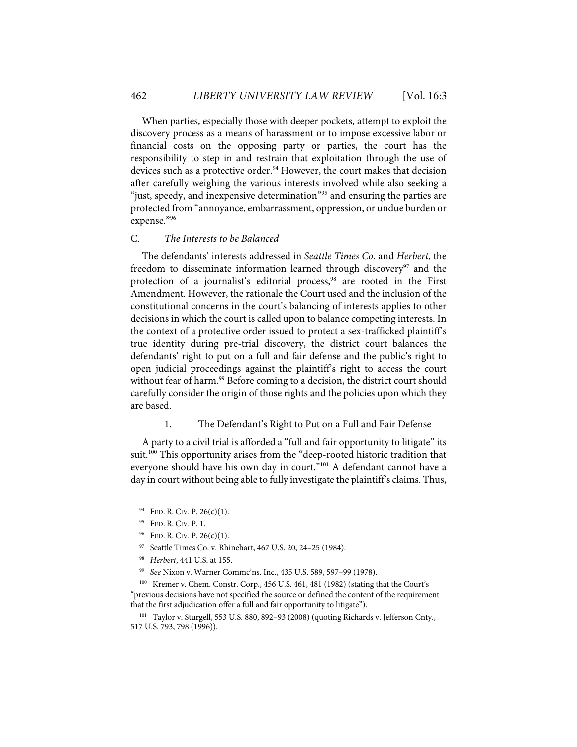When parties, especially those with deeper pockets, attempt to exploit the discovery process as a means of harassment or to impose excessive labor or financial costs on the opposing party or parties, the court has the responsibility to step in and restrain that exploitation through the use of devices such as a protective order.[94] However, the court makes that decision after carefully weighing the various interests involved while also seeking a "just, speedy, and inexpensive determination"[95] and ensuring the parties are protected from "annoyance, embarrassment, oppression, or undue burden or expense."[96]

### C. *The Interests to be Balanced*

The defendants' interests addressed in *Seattle Times Co.* and *Herbert*, the freedom to disseminate information learned through discovery[97] and the protection of a journalist's editorial process,[98] are rooted in the First Amendment. However, the rationale the Court used and the inclusion of the constitutional concerns in the court's balancing of interests applies to other decisions in which the court is called upon to balance competing interests. In the context of a protective order issued to protect a sex-trafficked plaintiff's true identity during pre-trial discovery, the district court balances the defendants' right to put on a full and fair defense and the public's right to open judicial proceedings against the plaintiff's right to access the court without fear of harm.[99] Before coming to a decision, the district court should carefully consider the origin of those rights and the policies upon which they are based.

#### 1. The Defendant's Right to Put on a Full and Fair Defense

A party to a civil trial is afforded a "full and fair opportunity to litigate" its suit.[100] This opportunity arises from the "deep-rooted historic tradition that everyone should have his own day in court."[101] A defendant cannot have a day in court without being able to fully investigate the plaintiff's claims. Thus,

---

[94] FED. R. CIV. P. 26(c)(1).

[95] FED. R. CIV. P. 1.

[96] FED. R. CIV. P. 26(c)(1).

[97] Seattle Times Co. v. Rhinehart, 467 U.S. 20, 24–25 (1984).

[98] *Herbert*, 441 U.S. at 155.

[99] *See* Nixon v. Warner Commc'ns. Inc., 435 U.S. 589, 597–99 (1978).

[100] Kremer v. Chem. Constr. Corp., 456 U.S. 461, 481 (1982) (stating that the Court's "previous decisions have not specified the source or defined the content of the requirement that the first adjudication offer a full and fair opportunity to litigate").

[101] Taylor v. Sturgell, 553 U.S. 880, 892–93 (2008) (quoting Richards v. Jefferson Cnty., 517 U.S. 793, 798 (1996)).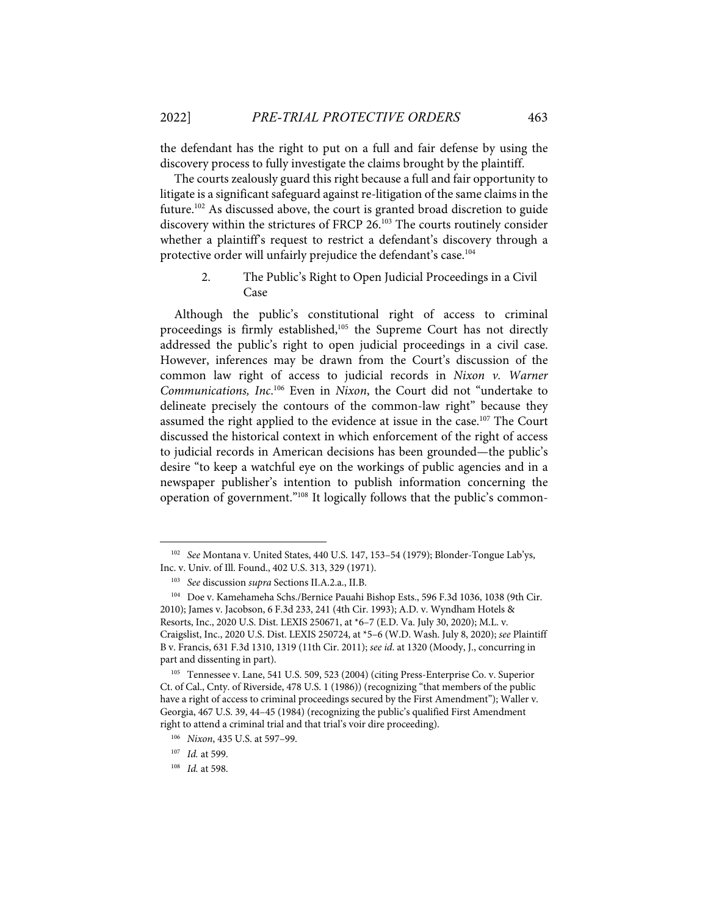the defendant has the right to put on a full and fair defense by using the discovery process to fully investigate the claims brought by the plaintiff.

The courts zealously guard this right because a full and fair opportunity to litigate is a significant safeguard against re-litigation of the same claims in the future.[102] As discussed above, the court is granted broad discretion to guide discovery within the strictures of FRCP 26.[103] The courts routinely consider whether a plaintiff's request to restrict a defendant's discovery through a protective order will unfairly prejudice the defendant's case.[104]

### 2. The Public's Right to Open Judicial Proceedings in a Civil Case

Although the public's constitutional right of access to criminal proceedings is firmly established,[105] the Supreme Court has not directly addressed the public's right to open judicial proceedings in a civil case. However, inferences may be drawn from the Court's discussion of the common law right of access to judicial records in *Nixon v. Warner Communications, Inc*.[106] Even in *Nixon*, the Court did not "undertake to delineate precisely the contours of the common-law right" because they assumed the right applied to the evidence at issue in the case.[107] The Court discussed the historical context in which enforcement of the right of access to judicial records in American decisions has been grounded—the public's desire "to keep a watchful eye on the workings of public agencies and in a newspaper publisher's intention to publish information concerning the operation of government."[108] It logically follows that the public's common-

---

[102] *See* Montana v. United States, 440 U.S. 147, 153–54 (1979); Blonder-Tongue Lab'ys, Inc. v. Univ. of Ill. Found., 402 U.S. 313, 329 (1971).

[103] *See* discussion *supra* Sections II.A.2.a., II.B.

[104] Doe v. Kamehameha Schs./Bernice Pauahi Bishop Ests., 596 F.3d 1036, 1038 (9th Cir. 2010); James v. Jacobson, 6 F.3d 233, 241 (4th Cir. 1993); A.D. v. Wyndham Hotels & Resorts, Inc., 2020 U.S. Dist. LEXIS 250671, at \*6–7 (E.D. Va. July 30, 2020); M.L. v. Craigslist, Inc., 2020 U.S. Dist. LEXIS 250724, at \*5–6 (W.D. Wash. July 8, 2020); *see* Plaintiff B v. Francis, 631 F.3d 1310, 1319 (11th Cir. 2011); *see id*. at 1320 (Moody, J., concurring in part and dissenting in part).

[105] Tennessee v. Lane, 541 U.S. 509, 523 (2004) (citing Press-Enterprise Co. v. Superior Ct. of Cal., Cnty. of Riverside, 478 U.S. 1 (1986)) (recognizing "that members of the public have a right of access to criminal proceedings secured by the First Amendment"); Waller v. Georgia, 467 U.S. 39, 44–45 (1984) (recognizing the public's qualified First Amendment right to attend a criminal trial and that trial's voir dire proceeding).

[106] *Nixon*, 435 U.S. at 597–99.

[107] *Id.* at 599.

[108] *Id.* at 598.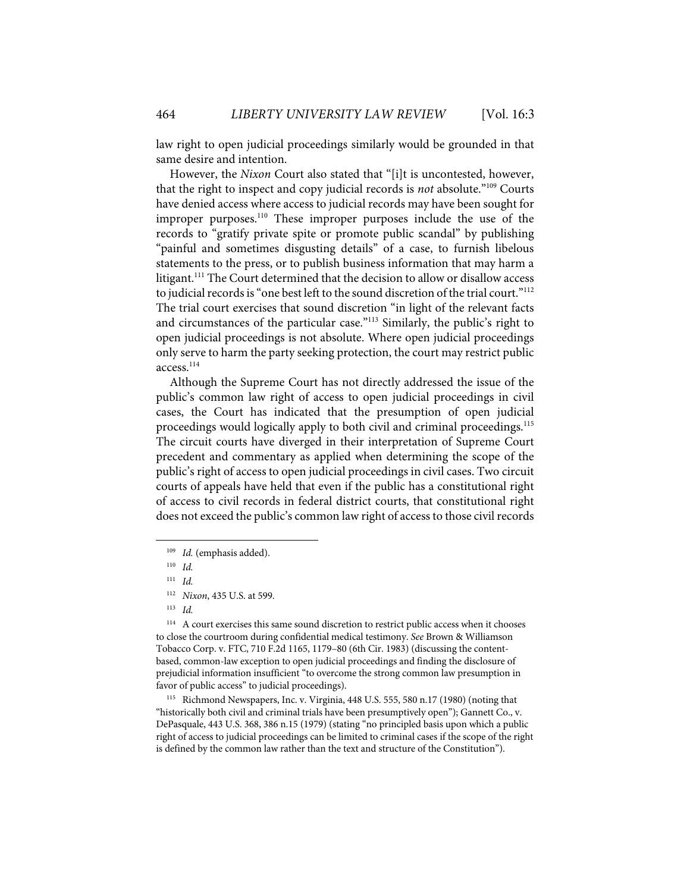law right to open judicial proceedings similarly would be grounded in that same desire and intention.

However, the *Nixon* Court also stated that "[i]t is uncontested, however, that the right to inspect and copy judicial records is *not* absolute."[109] Courts have denied access where access to judicial records may have been sought for improper purposes.[110] These improper purposes include the use of the records to "gratify private spite or promote public scandal" by publishing "painful and sometimes disgusting details" of a case, to furnish libelous statements to the press, or to publish business information that may harm a litigant.[111] The Court determined that the decision to allow or disallow access to judicial records is "one best left to the sound discretion of the trial court."[112] The trial court exercises that sound discretion "in light of the relevant facts and circumstances of the particular case."[113] Similarly, the public's right to open judicial proceedings is not absolute. Where open judicial proceedings only serve to harm the party seeking protection, the court may restrict public access.[114]

Although the Supreme Court has not directly addressed the issue of the public's common law right of access to open judicial proceedings in civil cases, the Court has indicated that the presumption of open judicial proceedings would logically apply to both civil and criminal proceedings.[115] The circuit courts have diverged in their interpretation of Supreme Court precedent and commentary as applied when determining the scope of the public's right of access to open judicial proceedings in civil cases. Two circuit courts of appeals have held that even if the public has a constitutional right of access to civil records in federal district courts, that constitutional right does not exceed the public's common law right of access to those civil records

---

[109] *Id.* (emphasis added).

[110] *Id.*

[111] *Id.*

[112] *Nixon*, 435 U.S. at 599.

[113] *Id.*

[114] A court exercises this same sound discretion to restrict public access when it chooses to close the courtroom during confidential medical testimony. *See* Brown & Williamson Tobacco Corp. v. FTC, 710 F.2d 1165, 1179–80 (6th Cir. 1983) (discussing the content-based, common-law exception to open judicial proceedings and finding the disclosure of prejudicial information insufficient "to overcome the strong common law presumption in favor of public access" to judicial proceedings).

[115] Richmond Newspapers, Inc. v. Virginia, 448 U.S. 555, 580 n.17 (1980) (noting that "historically both civil and criminal trials have been presumptively open"); Gannett Co., v. DePasquale, 443 U.S. 368, 386 n.15 (1979) (stating "no principled basis upon which a public right of access to judicial proceedings can be limited to criminal cases if the scope of the right is defined by the common law rather than the text and structure of the Constitution").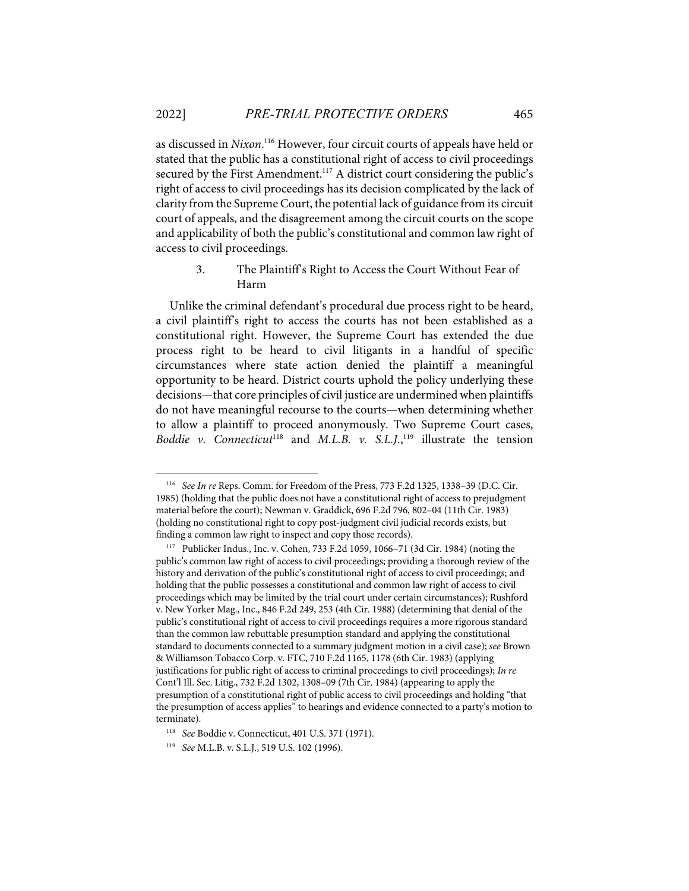as discussed in *Nixon*.[116] However, four circuit courts of appeals have held or stated that the public has a constitutional right of access to civil proceedings secured by the First Amendment.[117] A district court considering the public's right of access to civil proceedings has its decision complicated by the lack of clarity from the Supreme Court, the potential lack of guidance from its circuit court of appeals, and the disagreement among the circuit courts on the scope and applicability of both the public's constitutional and common law right of access to civil proceedings.

### 3. The Plaintiff's Right to Access the Court Without Fear of Harm

Unlike the criminal defendant's procedural due process right to be heard, a civil plaintiff's right to access the courts has not been established as a constitutional right. However, the Supreme Court has extended the due process right to be heard to civil litigants in a handful of specific circumstances where state action denied the plaintiff a meaningful opportunity to be heard. District courts uphold the policy underlying these decisions—that core principles of civil justice are undermined when plaintiffs do not have meaningful recourse to the courts—when determining whether to allow a plaintiff to proceed anonymously. Two Supreme Court cases, *Boddie v. Connecticut*[118] and *M.L.B. v. S.L.J.*,[119] illustrate the tension

---

[116] *See In re* Reps. Comm. for Freedom of the Press, 773 F.2d 1325, 1338–39 (D.C. Cir. 1985) (holding that the public does not have a constitutional right of access to prejudgment material before the court); Newman v. Graddick, 696 F.2d 796, 802–04 (11th Cir. 1983) (holding no constitutional right to copy post-judgment civil judicial records exists, but finding a common law right to inspect and copy those records).

[117] Publicker Indus., Inc. v. Cohen, 733 F.2d 1059, 1066–71 (3d Cir. 1984) (noting the public's common law right of access to civil proceedings; providing a thorough review of the history and derivation of the public's constitutional right of access to civil proceedings; and holding that the public possesses a constitutional and common law right of access to civil proceedings which may be limited by the trial court under certain circumstances); Rushford v. New Yorker Mag., Inc., 846 F.2d 249, 253 (4th Cir. 1988) (determining that denial of the public's constitutional right of access to civil proceedings requires a more rigorous standard than the common law rebuttable presumption standard and applying the constitutional standard to documents connected to a summary judgment motion in a civil case); *see* Brown & Williamson Tobacco Corp. v. FTC, 710 F.2d 1165, 1178 (6th Cir. 1983) (applying justifications for public right of access to criminal proceedings to civil proceedings); *In re* Cont'l Ill. Sec. Litig., 732 F.2d 1302, 1308–09 (7th Cir. 1984) (appearing to apply the presumption of a constitutional right of public access to civil proceedings and holding "that the presumption of access applies" to hearings and evidence connected to a party's motion to terminate).

[118] *See* Boddie v. Connecticut, 401 U.S. 371 (1971).

[119] *See* M.L.B. v. S.L.J., 519 U.S. 102 (1996).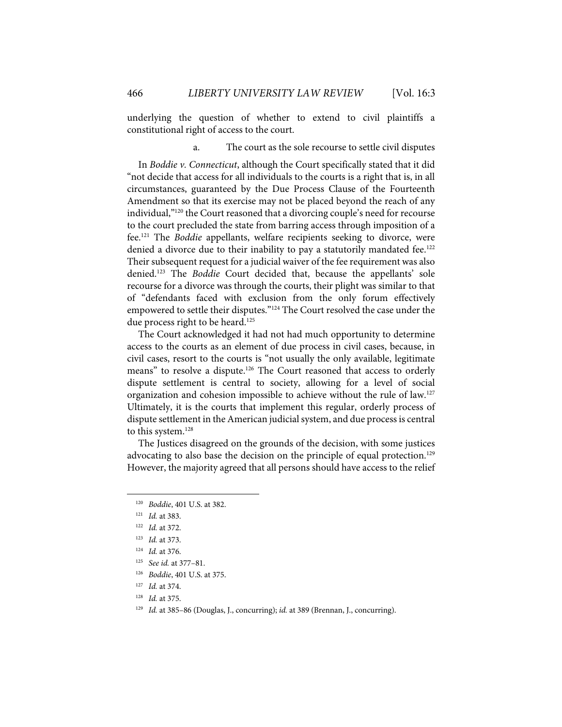underlying the question of whether to extend to civil plaintiffs a constitutional right of access to the court.

a. The court as the sole recourse to settle civil disputes

In *Boddie v. Connecticut*, although the Court specifically stated that it did "not decide that access for all individuals to the courts is a right that is, in all circumstances, guaranteed by the Due Process Clause of the Fourteenth Amendment so that its exercise may not be placed beyond the reach of any individual,"[120] the Court reasoned that a divorcing couple's need for recourse to the court precluded the state from barring access through imposition of a fee.[121] The *Boddie* appellants, welfare recipients seeking to divorce, were denied a divorce due to their inability to pay a statutorily mandated fee.[122] Their subsequent request for a judicial waiver of the fee requirement was also denied.[123] The *Boddie* Court decided that, because the appellants' sole recourse for a divorce was through the courts, their plight was similar to that of "defendants faced with exclusion from the only forum effectively empowered to settle their disputes."[124] The Court resolved the case under the due process right to be heard.[125]

The Court acknowledged it had not had much opportunity to determine access to the courts as an element of due process in civil cases, because, in civil cases, resort to the courts is "not usually the only available, legitimate means" to resolve a dispute.[126] The Court reasoned that access to orderly dispute settlement is central to society, allowing for a level of social organization and cohesion impossible to achieve without the rule of law.[127] Ultimately, it is the courts that implement this regular, orderly process of dispute settlement in the American judicial system, and due process is central to this system.[128]

The Justices disagreed on the grounds of the decision, with some justices advocating to also base the decision on the principle of equal protection.[129] However, the majority agreed that all persons should have access to the relief

---

[120] *Boddie*, 401 U.S. at 382.

[121] *Id.* at 383.

[122] *Id.* at 372.

[123] *Id.* at 373.

[124] *Id.* at 376.

[125] *See id.* at 377–81.

[126] *Boddie*, 401 U.S. at 375.

[127] *Id.* at 374.

[128] *Id.* at 375.

[129] *Id.* at 385–86 (Douglas, J., concurring); *id.* at 389 (Brennan, J., concurring).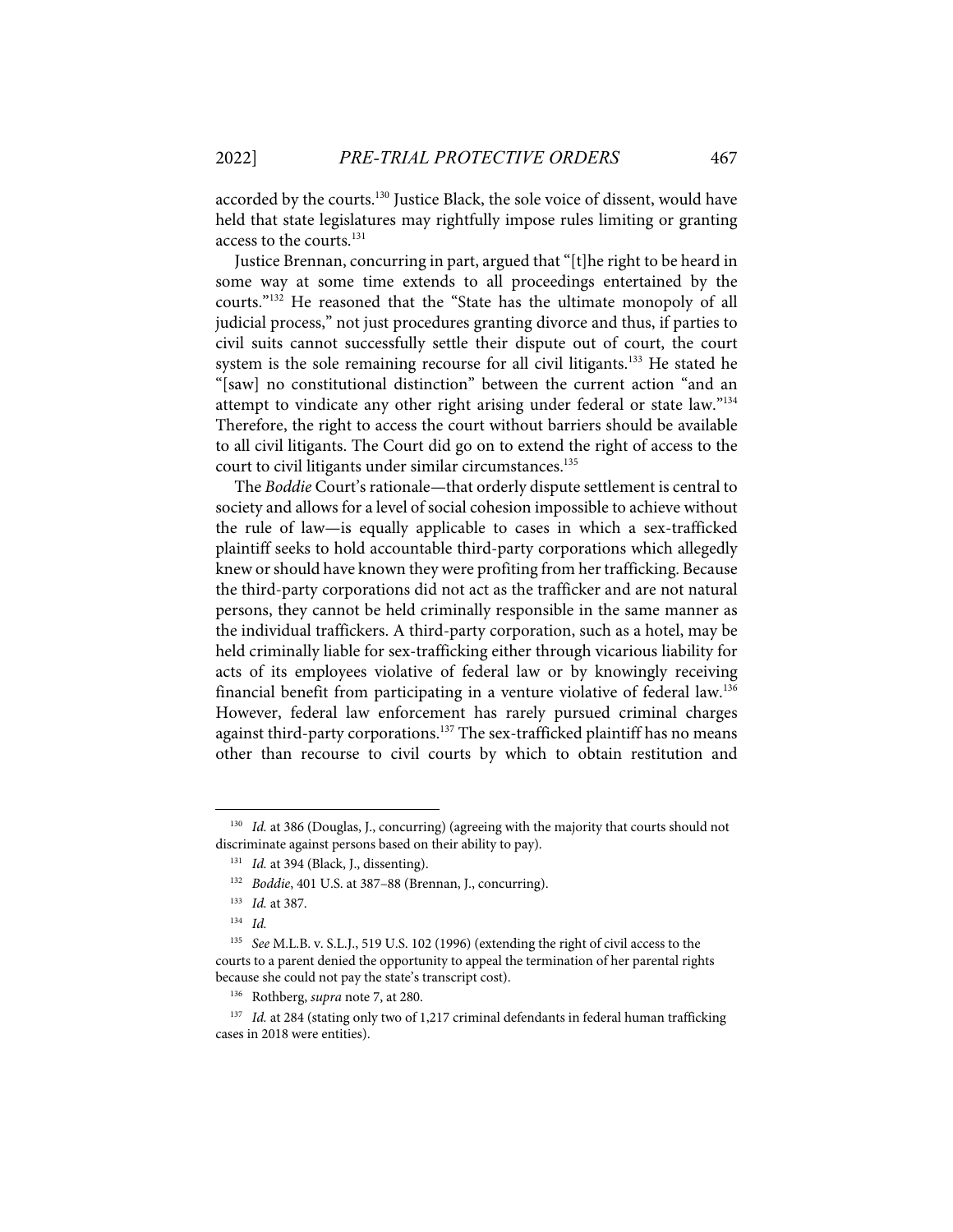accorded by the courts.[130] Justice Black, the sole voice of dissent, would have held that state legislatures may rightfully impose rules limiting or granting access to the courts.[131]

Justice Brennan, concurring in part, argued that "[t]he right to be heard in some way at some time extends to all proceedings entertained by the courts."[132] He reasoned that the "State has the ultimate monopoly of all judicial process," not just procedures granting divorce and thus, if parties to civil suits cannot successfully settle their dispute out of court, the court system is the sole remaining recourse for all civil litigants.[133] He stated he "[saw] no constitutional distinction" between the current action "and an attempt to vindicate any other right arising under federal or state law."[134] Therefore, the right to access the court without barriers should be available to all civil litigants. The Court did go on to extend the right of access to the court to civil litigants under similar circumstances.[135]

The *Boddie* Court's rationale—that orderly dispute settlement is central to society and allows for a level of social cohesion impossible to achieve without the rule of law—is equally applicable to cases in which a sex-trafficked plaintiff seeks to hold accountable third-party corporations which allegedly knew or should have known they were profiting from her trafficking. Because the third-party corporations did not act as the trafficker and are not natural persons, they cannot be held criminally responsible in the same manner as the individual traffickers. A third-party corporation, such as a hotel, may be held criminally liable for sex-trafficking either through vicarious liability for acts of its employees violative of federal law or by knowingly receiving financial benefit from participating in a venture violative of federal law.[136] However, federal law enforcement has rarely pursued criminal charges against third-party corporations.[137] The sex-trafficked plaintiff has no means other than recourse to civil courts by which to obtain restitution and

---

[130] *Id.* at 386 (Douglas, J., concurring) (agreeing with the majority that courts should not discriminate against persons based on their ability to pay).

[131] *Id.* at 394 (Black, J., dissenting).

[132] *Boddie*, 401 U.S. at 387–88 (Brennan, J., concurring).

[133] *Id.* at 387.

[134] *Id.*

[135] *See* M.L.B. v. S.L.J., 519 U.S. 102 (1996) (extending the right of civil access to the courts to a parent denied the opportunity to appeal the termination of her parental rights because she could not pay the state's transcript cost).

[136] Rothberg, *supra* note 7, at 280.

[137] *Id.* at 284 (stating only two of 1,217 criminal defendants in federal human trafficking cases in 2018 were entities).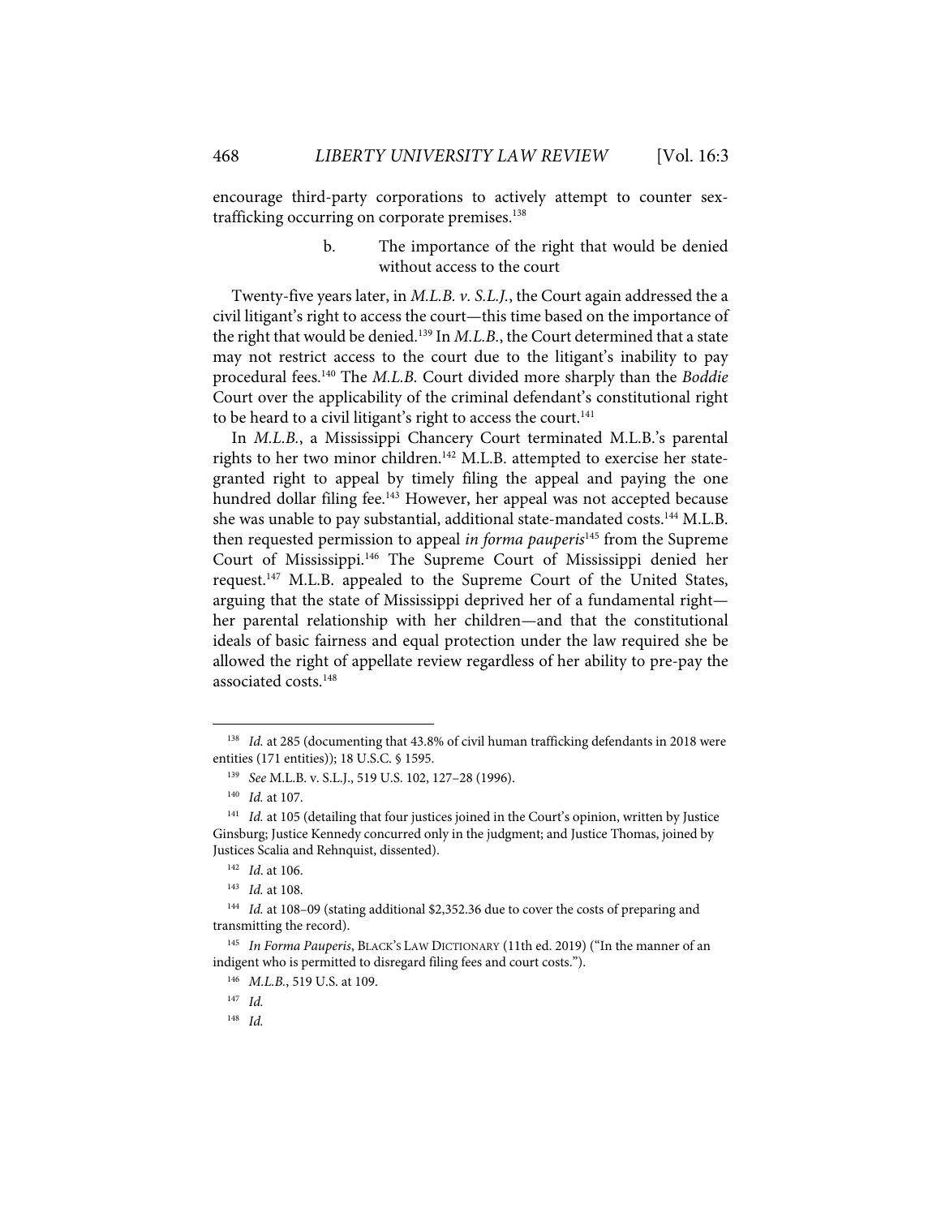encourage third-party corporations to actively attempt to counter sex-trafficking occurring on corporate premises.[138]

b. The importance of the right that would be denied without access to the court

Twenty-five years later, in *M.L.B. v. S.L.J.*, the Court again addressed the a civil litigant's right to access the court—this time based on the importance of the right that would be denied.[139] In *M.L.B.*, the Court determined that a state may not restrict access to the court due to the litigant's inability to pay procedural fees.[140] The *M.L.B.* Court divided more sharply than the *Boddie* Court over the applicability of the criminal defendant's constitutional right to be heard to a civil litigant's right to access the court.[141]

In *M.L.B.*, a Mississippi Chancery Court terminated M.L.B.'s parental rights to her two minor children.[142] M.L.B. attempted to exercise her state-granted right to appeal by timely filing the appeal and paying the one hundred dollar filing fee.[143] However, her appeal was not accepted because she was unable to pay substantial, additional state-mandated costs.[144] M.L.B. then requested permission to appeal *in forma pauperis*[145] from the Supreme Court of Mississippi.[146] The Supreme Court of Mississippi denied her request.[147] M.L.B. appealed to the Supreme Court of the United States, arguing that the state of Mississippi deprived her of a fundamental right—her parental relationship with her children—and that the constitutional ideals of basic fairness and equal protection under the law required she be allowed the right of appellate review regardless of her ability to pre-pay the associated costs.[148]

---

[138] *Id.* at 285 (documenting that 43.8% of civil human trafficking defendants in 2018 were entities (171 entities)); 18 U.S.C. § 1595.

[139] *See* M.L.B. v. S.L.J., 519 U.S. 102, 127–28 (1996).

[140] *Id.* at 107.

[141] *Id.* at 105 (detailing that four justices joined in the Court's opinion, written by Justice Ginsburg; Justice Kennedy concurred only in the judgment; and Justice Thomas, joined by Justices Scalia and Rehnquist, dissented).

[142] *Id.* at 106.

[143] *Id.* at 108.

[144] *Id.* at 108–09 (stating additional $2,352.36 due to cover the costs of preparing and transmitting the record).

[145] *In Forma Pauperis*, BLACK'S LAW DICTIONARY (11th ed. 2019) ("In the manner of an indigent who is permitted to disregard filing fees and court costs.").

[146] *M.L.B.*, 519 U.S. at 109.

[147] *Id.*

[148] *Id.*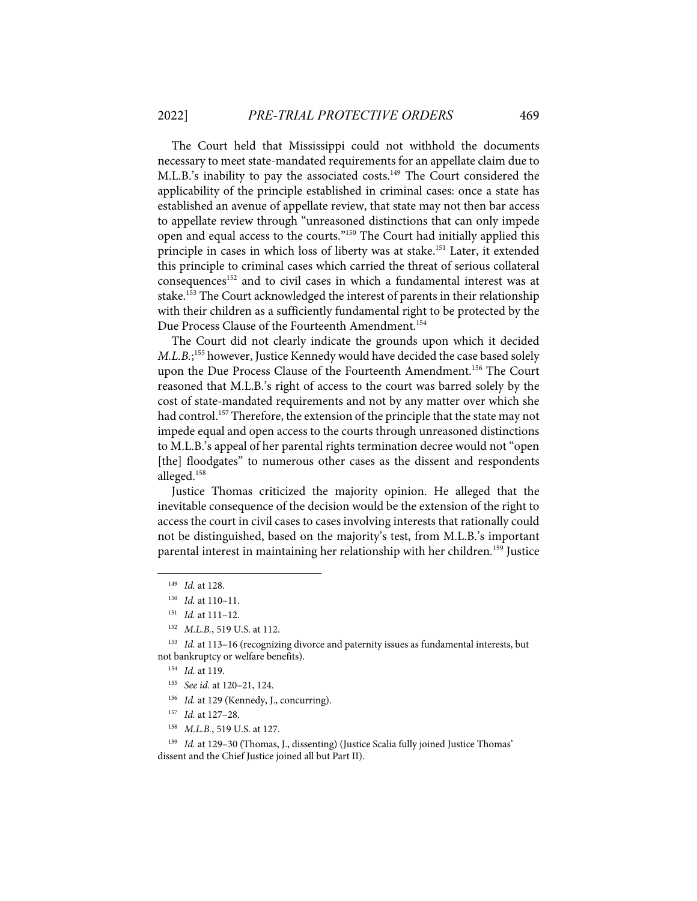The Court held that Mississippi could not withhold the documents necessary to meet state-mandated requirements for an appellate claim due to M.L.B.'s inability to pay the associated costs.[149] The Court considered the applicability of the principle established in criminal cases: once a state has established an avenue of appellate review, that state may not then bar access to appellate review through "unreasoned distinctions that can only impede open and equal access to the courts."[150] The Court had initially applied this principle in cases in which loss of liberty was at stake.[151] Later, it extended this principle to criminal cases which carried the threat of serious collateral consequences[152] and to civil cases in which a fundamental interest was at stake.[153] The Court acknowledged the interest of parents in their relationship with their children as a sufficiently fundamental right to be protected by the Due Process Clause of the Fourteenth Amendment.[154]

The Court did not clearly indicate the grounds upon which it decided *M.L.B.*;[155] however, Justice Kennedy would have decided the case based solely upon the Due Process Clause of the Fourteenth Amendment.[156] The Court reasoned that M.L.B.'s right of access to the court was barred solely by the cost of state-mandated requirements and not by any matter over which she had control.[157] Therefore, the extension of the principle that the state may not impede equal and open access to the courts through unreasoned distinctions to M.L.B.'s appeal of her parental rights termination decree would not "open [the] floodgates" to numerous other cases as the dissent and respondents alleged.[158]

Justice Thomas criticized the majority opinion. He alleged that the inevitable consequence of the decision would be the extension of the right to access the court in civil cases to cases involving interests that rationally could not be distinguished, based on the majority's test, from M.L.B.'s important parental interest in maintaining her relationship with her children.[159] Justice

---

[149] *Id.* at 128.

[150] *Id.* at 110–11.

[151] *Id.* at 111–12.

[152] *M.L.B.*, 519 U.S. at 112.

[153] *Id.* at 113–16 (recognizing divorce and paternity issues as fundamental interests, but not bankruptcy or welfare benefits).

[154] *Id.* at 119.

[155] *See id.* at 120–21, 124.

[156] *Id.* at 129 (Kennedy, J., concurring).

[157] *Id.* at 127–28.

[158] *M.L.B.*, 519 U.S. at 127.

[159] *Id.* at 129–30 (Thomas, J., dissenting) (Justice Scalia fully joined Justice Thomas' dissent and the Chief Justice joined all but Part II).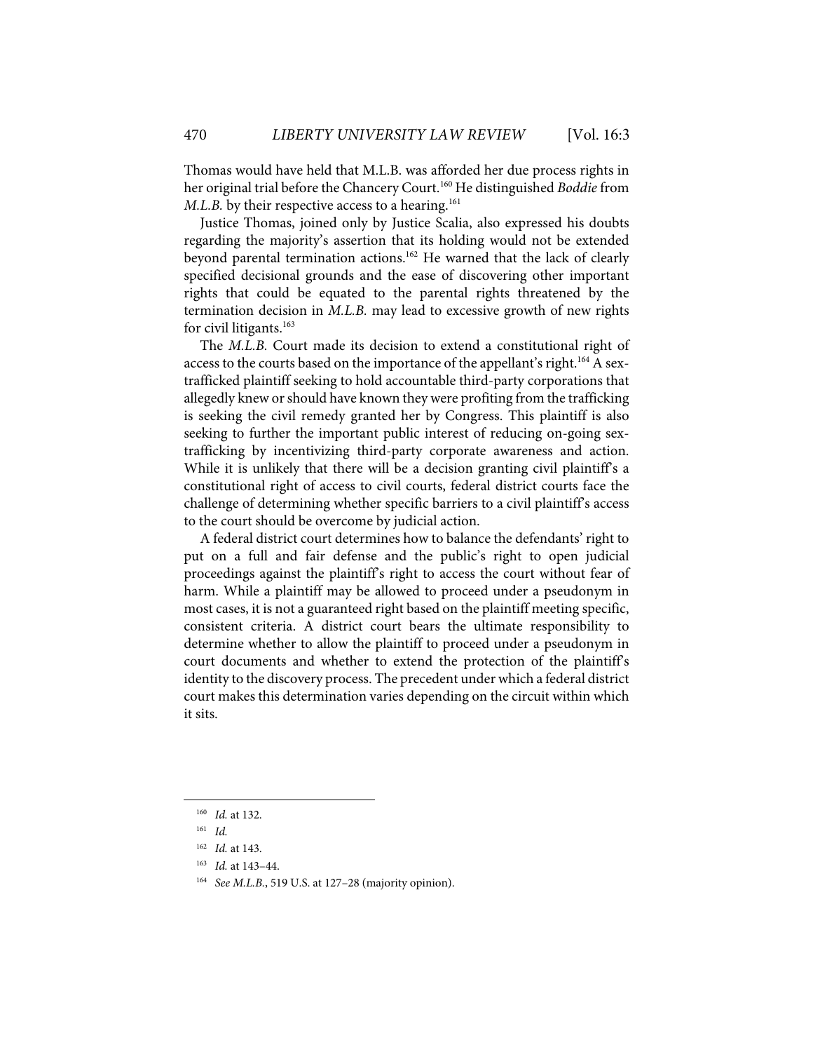Thomas would have held that M.L.B. was afforded her due process rights in her original trial before the Chancery Court.[160] He distinguished *Boddie* from *M.L.B.* by their respective access to a hearing.[161]

Justice Thomas, joined only by Justice Scalia, also expressed his doubts regarding the majority's assertion that its holding would not be extended beyond parental termination actions.[162] He warned that the lack of clearly specified decisional grounds and the ease of discovering other important rights that could be equated to the parental rights threatened by the termination decision in *M.L.B.* may lead to excessive growth of new rights for civil litigants.[163]

The *M.L.B.* Court made its decision to extend a constitutional right of access to the courts based on the importance of the appellant's right.[164] A sex-trafficked plaintiff seeking to hold accountable third-party corporations that allegedly knew or should have known they were profiting from the trafficking is seeking the civil remedy granted her by Congress. This plaintiff is also seeking to further the important public interest of reducing on-going sex-trafficking by incentivizing third-party corporate awareness and action. While it is unlikely that there will be a decision granting civil plaintiff's a constitutional right of access to civil courts, federal district courts face the challenge of determining whether specific barriers to a civil plaintiff's access to the court should be overcome by judicial action.

A federal district court determines how to balance the defendants' right to put on a full and fair defense and the public's right to open judicial proceedings against the plaintiff's right to access the court without fear of harm. While a plaintiff may be allowed to proceed under a pseudonym in most cases, it is not a guaranteed right based on the plaintiff meeting specific, consistent criteria. A district court bears the ultimate responsibility to determine whether to allow the plaintiff to proceed under a pseudonym in court documents and whether to extend the protection of the plaintiff's identity to the discovery process. The precedent under which a federal district court makes this determination varies depending on the circuit within which it sits.

---

[160] *Id.* at 132.

[161] *Id.*

[162] *Id.* at 143.

[163] *Id.* at 143–44.

[164] *See M.L.B.*, 519 U.S. at 127–28 (majority opinion).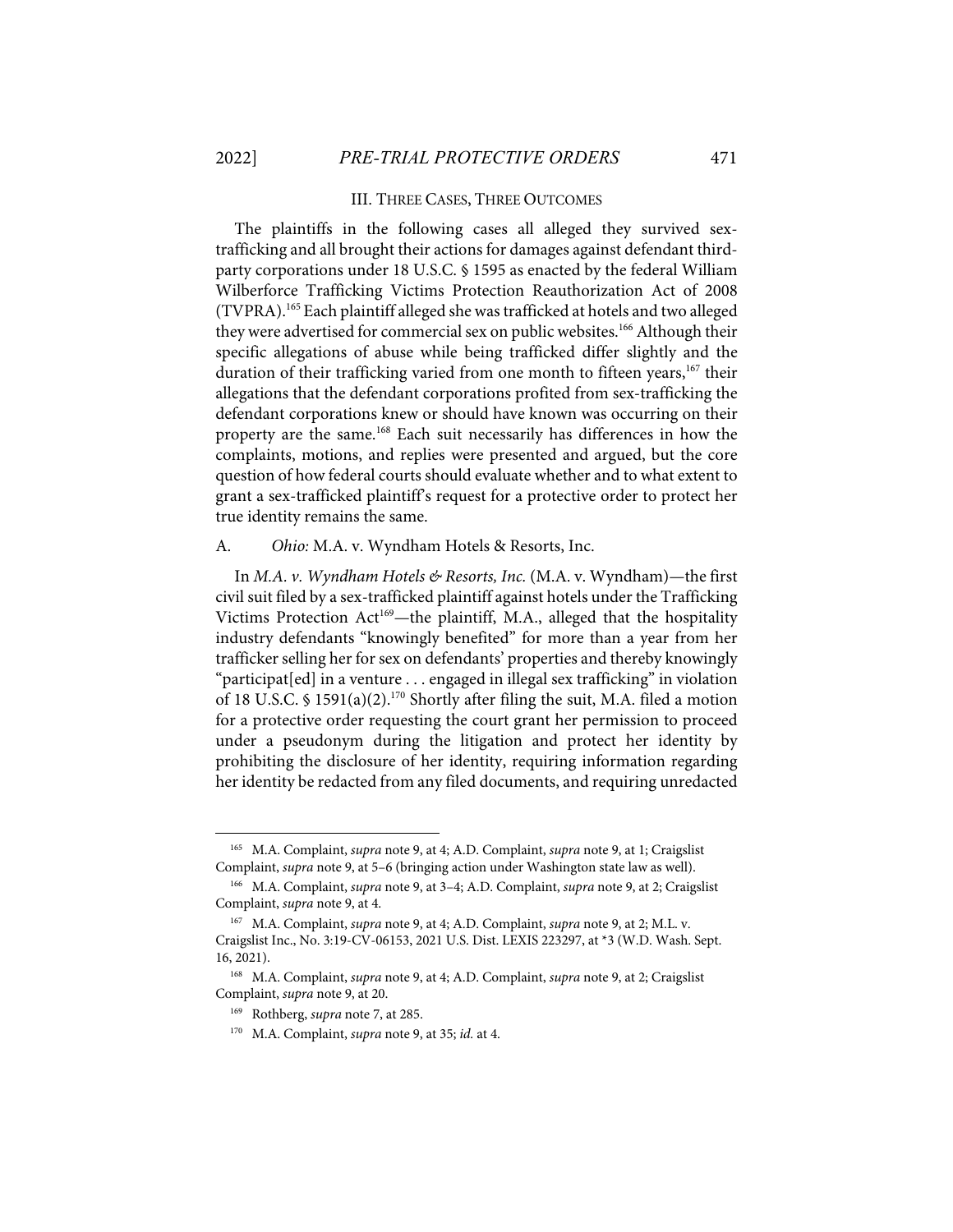## III. THREE CASES, THREE OUTCOMES

The plaintiffs in the following cases all alleged they survived sex-trafficking and all brought their actions for damages against defendant third-party corporations under 18 U.S.C. § 1595 as enacted by the federal William Wilberforce Trafficking Victims Protection Reauthorization Act of 2008 (TVPRA).[165] Each plaintiff alleged she was trafficked at hotels and two alleged they were advertised for commercial sex on public websites.[166] Although their specific allegations of abuse while being trafficked differ slightly and the duration of their trafficking varied from one month to fifteen years,[167] their allegations that the defendant corporations profited from sex-trafficking the defendant corporations knew or should have known was occurring on their property are the same.[168] Each suit necessarily has differences in how the complaints, motions, and replies were presented and argued, but the core question of how federal courts should evaluate whether and to what extent to grant a sex-trafficked plaintiff's request for a protective order to protect her true identity remains the same.

### A. *Ohio:* M.A. v. Wyndham Hotels & Resorts, Inc.

In *M.A. v. Wyndham Hotels & Resorts, Inc.* (M.A. v. Wyndham)—the first civil suit filed by a sex-trafficked plaintiff against hotels under the Trafficking Victims Protection Act[169]—the plaintiff, M.A., alleged that the hospitality industry defendants "knowingly benefited" for more than a year from her trafficker selling her for sex on defendants' properties and thereby knowingly "participat[ed] in a venture . . . engaged in illegal sex trafficking" in violation of 18 U.S.C. § 1591(a)(2).[170] Shortly after filing the suit, M.A. filed a motion for a protective order requesting the court grant her permission to proceed under a pseudonym during the litigation and protect her identity by prohibiting the disclosure of her identity, requiring information regarding her identity be redacted from any filed documents, and requiring unredacted

---

[165] M.A. Complaint, *supra* note 9, at 4; A.D. Complaint, *supra* note 9, at 1; Craigslist Complaint, *supra* note 9, at 5–6 (bringing action under Washington state law as well).

[166] M.A. Complaint, *supra* note 9, at 3–4; A.D. Complaint, *supra* note 9, at 2; Craigslist Complaint, *supra* note 9, at 4.

[167] M.A. Complaint, *supra* note 9, at 4; A.D. Complaint, *supra* note 9, at 2; M.L. v. Craigslist Inc., No. 3:19-CV-06153, 2021 U.S. Dist. LEXIS 223297, at *3 (W.D. Wash. Sept. 16, 2021).

[168] M.A. Complaint, *supra* note 9, at 4; A.D. Complaint, *supra* note 9, at 2; Craigslist Complaint, *supra* note 9, at 20.

[169] Rothberg, *supra* note 7, at 285.

[170] M.A. Complaint, *supra* note 9, at 35; *id.* at 4.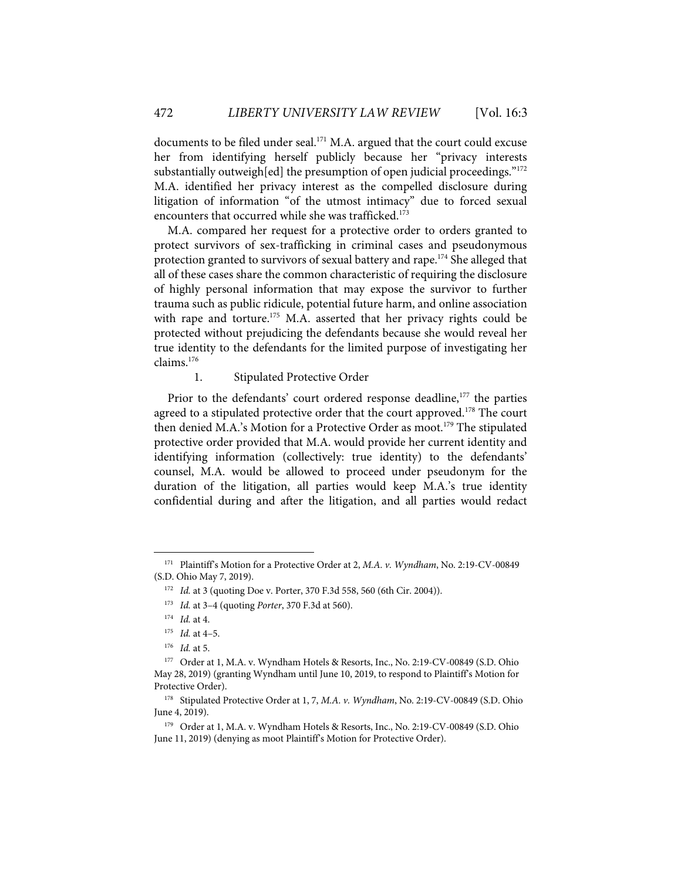documents to be filed under seal.[171] M.A. argued that the court could excuse her from identifying herself publicly because her "privacy interests substantially outweigh[ed] the presumption of open judicial proceedings."[172] M.A. identified her privacy interest as the compelled disclosure during litigation of information "of the utmost intimacy" due to forced sexual encounters that occurred while she was trafficked.[173]

M.A. compared her request for a protective order to orders granted to protect survivors of sex-trafficking in criminal cases and pseudonymous protection granted to survivors of sexual battery and rape.[174] She alleged that all of these cases share the common characteristic of requiring the disclosure of highly personal information that may expose the survivor to further trauma such as public ridicule, potential future harm, and online association with rape and torture.[175] M.A. asserted that her privacy rights could be protected without prejudicing the defendants because she would reveal her true identity to the defendants for the limited purpose of investigating her claims.[176]

1. Stipulated Protective Order

Prior to the defendants' court ordered response deadline,[177] the parties agreed to a stipulated protective order that the court approved.[178] The court then denied M.A.'s Motion for a Protective Order as moot.[179] The stipulated protective order provided that M.A. would provide her current identity and identifying information (collectively: true identity) to the defendants' counsel, M.A. would be allowed to proceed under pseudonym for the duration of the litigation, all parties would keep M.A.'s true identity confidential during and after the litigation, and all parties would redact

---

[171] Plaintiff's Motion for a Protective Order at 2, *M.A. v. Wyndham*, No. 2:19-CV-00849 (S.D. Ohio May 7, 2019).

[172] *Id.* at 3 (quoting Doe v. Porter, 370 F.3d 558, 560 (6th Cir. 2004)).

[173] *Id.* at 3–4 (quoting *Porter*, 370 F.3d at 560).

[174] *Id.* at 4.

[175] *Id.* at 4–5.

[176] *Id.* at 5.

[177] Order at 1, M.A. v. Wyndham Hotels & Resorts, Inc., No. 2:19-CV-00849 (S.D. Ohio May 28, 2019) (granting Wyndham until June 10, 2019, to respond to Plaintiff's Motion for Protective Order).

[178] Stipulated Protective Order at 1, 7, *M.A. v. Wyndham*, No. 2:19-CV-00849 (S.D. Ohio June 4, 2019).

[179] Order at 1, M.A. v. Wyndham Hotels & Resorts, Inc., No. 2:19-CV-00849 (S.D. Ohio June 11, 2019) (denying as moot Plaintiff's Motion for Protective Order).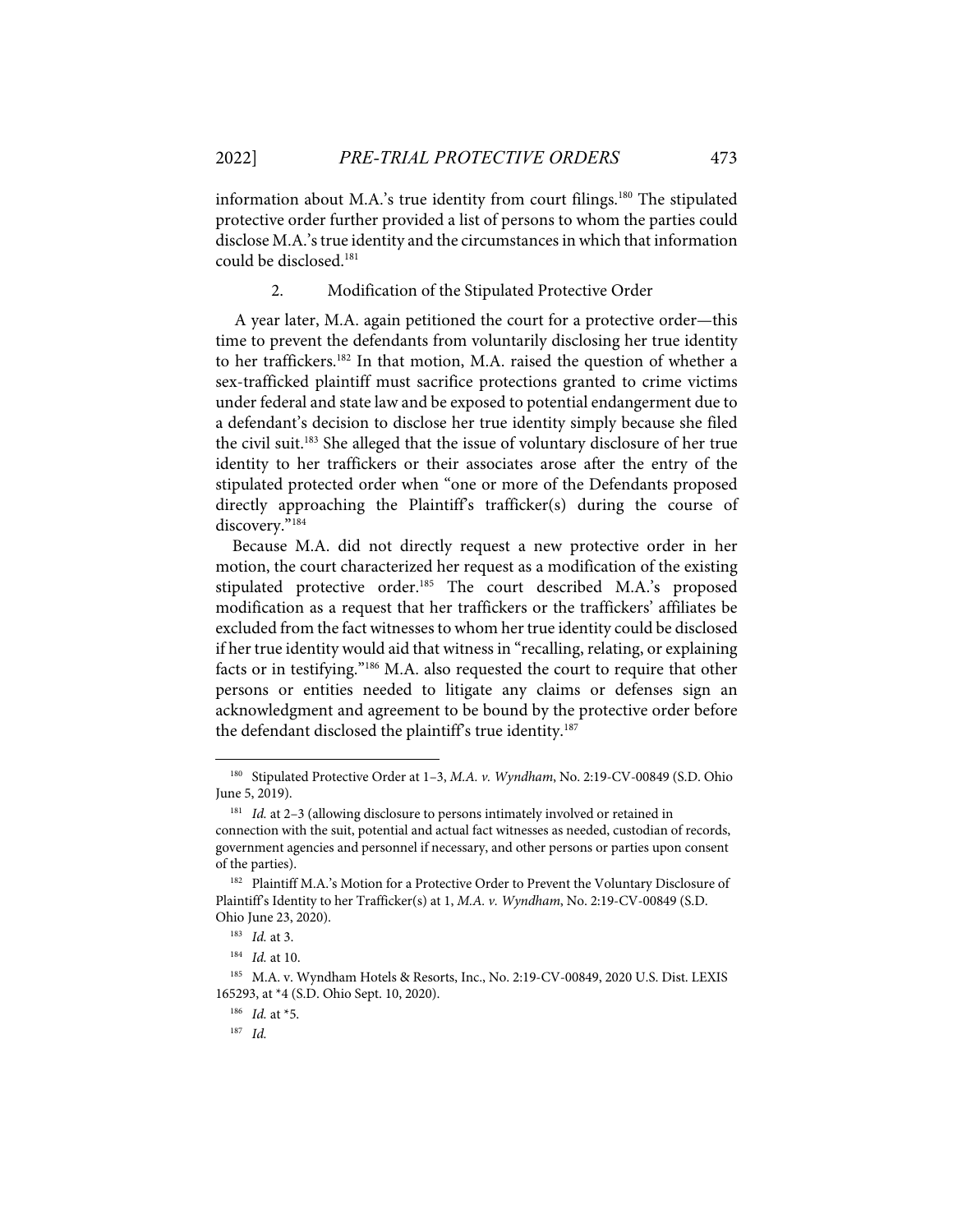information about M.A.'s true identity from court filings.[180] The stipulated protective order further provided a list of persons to whom the parties could disclose M.A.'s true identity and the circumstances in which that information could be disclosed.[181]

### 2. Modification of the Stipulated Protective Order

A year later, M.A. again petitioned the court for a protective order—this time to prevent the defendants from voluntarily disclosing her true identity to her traffickers.[182] In that motion, M.A. raised the question of whether a sex-trafficked plaintiff must sacrifice protections granted to crime victims under federal and state law and be exposed to potential endangerment due to a defendant's decision to disclose her true identity simply because she filed the civil suit.[183] She alleged that the issue of voluntary disclosure of her true identity to her traffickers or their associates arose after the entry of the stipulated protected order when "one or more of the Defendants proposed directly approaching the Plaintiff's trafficker(s) during the course of discovery."[184]

Because M.A. did not directly request a new protective order in her motion, the court characterized her request as a modification of the existing stipulated protective order.[185] The court described M.A.'s proposed modification as a request that her traffickers or the traffickers' affiliates be excluded from the fact witnesses to whom her true identity could be disclosed if her true identity would aid that witness in "recalling, relating, or explaining facts or in testifying."[186] M.A. also requested the court to require that other persons or entities needed to litigate any claims or defenses sign an acknowledgment and agreement to be bound by the protective order before the defendant disclosed the plaintiff's true identity.[187]

---

[180] Stipulated Protective Order at 1–3, *M.A. v. Wyndham*, No. 2:19-CV-00849 (S.D. Ohio June 5, 2019).

[181] *Id.* at 2–3 (allowing disclosure to persons intimately involved or retained in connection with the suit, potential and actual fact witnesses as needed, custodian of records, government agencies and personnel if necessary, and other persons or parties upon consent of the parties).

[182] Plaintiff M.A.'s Motion for a Protective Order to Prevent the Voluntary Disclosure of Plaintiff's Identity to her Trafficker(s) at 1, *M.A. v. Wyndham*, No. 2:19-CV-00849 (S.D. Ohio June 23, 2020).

[183] *Id.* at 3.

[184] *Id.* at 10.

[185] M.A. v. Wyndham Hotels & Resorts, Inc., No. 2:19-CV-00849, 2020 U.S. Dist. LEXIS 165293, at *4 (S.D. Ohio Sept. 10, 2020).

[186] *Id.* at *5.

[187] *Id.*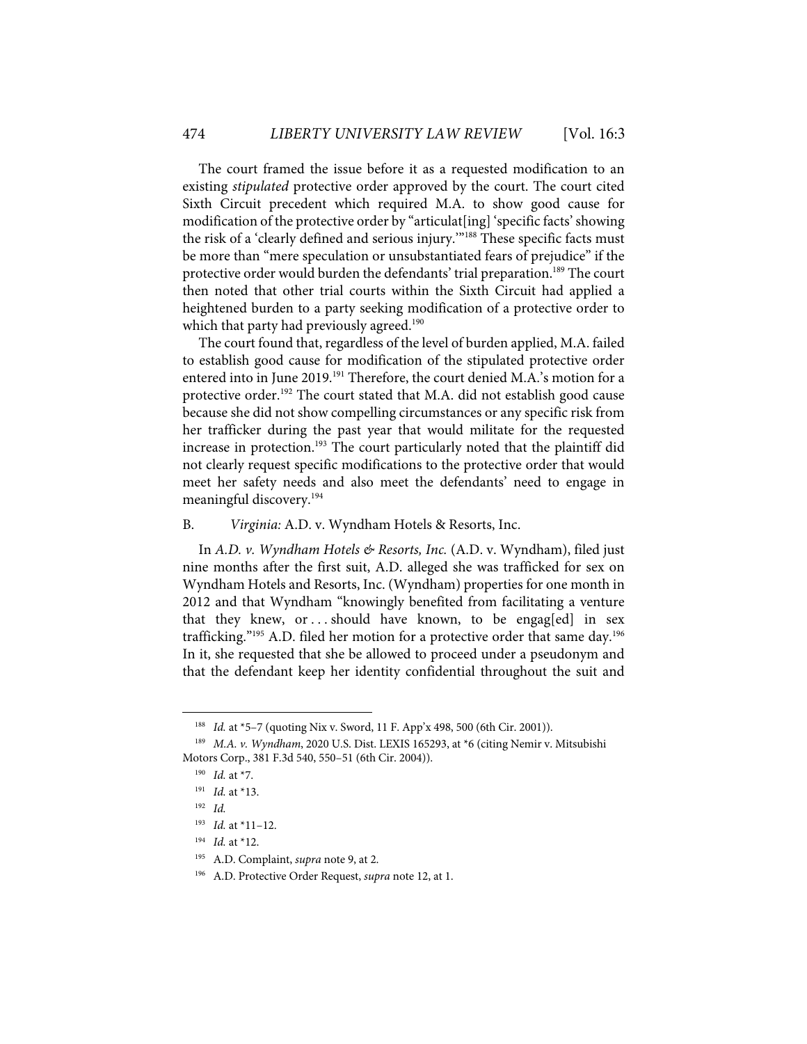The court framed the issue before it as a requested modification to an existing *stipulated* protective order approved by the court. The court cited Sixth Circuit precedent which required M.A. to show good cause for modification of the protective order by "articulat[ing] 'specific facts' showing the risk of a 'clearly defined and serious injury.'"[188] These specific facts must be more than "mere speculation or unsubstantiated fears of prejudice" if the protective order would burden the defendants' trial preparation.[189] The court then noted that other trial courts within the Sixth Circuit had applied a heightened burden to a party seeking modification of a protective order to which that party had previously agreed.[190]

The court found that, regardless of the level of burden applied, M.A. failed to establish good cause for modification of the stipulated protective order entered into in June 2019.[191] Therefore, the court denied M.A.'s motion for a protective order.[192] The court stated that M.A. did not establish good cause because she did not show compelling circumstances or any specific risk from her trafficker during the past year that would militate for the requested increase in protection.[193] The court particularly noted that the plaintiff did not clearly request specific modifications to the protective order that would meet her safety needs and also meet the defendants' need to engage in meaningful discovery.[194]

### B. *Virginia:* A.D. v. Wyndham Hotels & Resorts, Inc.

In *A.D. v. Wyndham Hotels & Resorts, Inc.* (A.D. v. Wyndham), filed just nine months after the first suit, A.D. alleged she was trafficked for sex on Wyndham Hotels and Resorts, Inc. (Wyndham) properties for one month in 2012 and that Wyndham "knowingly benefited from facilitating a venture that they knew, or . . . should have known, to be engag[ed] in sex trafficking."[195] A.D. filed her motion for a protective order that same day.[196] In it, she requested that she be allowed to proceed under a pseudonym and that the defendant keep her identity confidential throughout the suit and

---

[188] *Id.* at *5–7 (quoting Nix v. Sword, 11 F. App'x 498, 500 (6th Cir. 2001)).

[189] *M.A. v. Wyndham*, 2020 U.S. Dist. LEXIS 165293, at *6 (citing Nemir v. Mitsubishi Motors Corp., 381 F.3d 540, 550–51 (6th Cir. 2004)).

[190] *Id.* at *7.

[191] *Id.* at *13.

[192] *Id.*

[193] *Id.* at *11–12.

[194] *Id.* at *12.

[195] A.D. Complaint, *supra* note 9, at 2.

[196] A.D. Protective Order Request, *supra* note 12, at 1.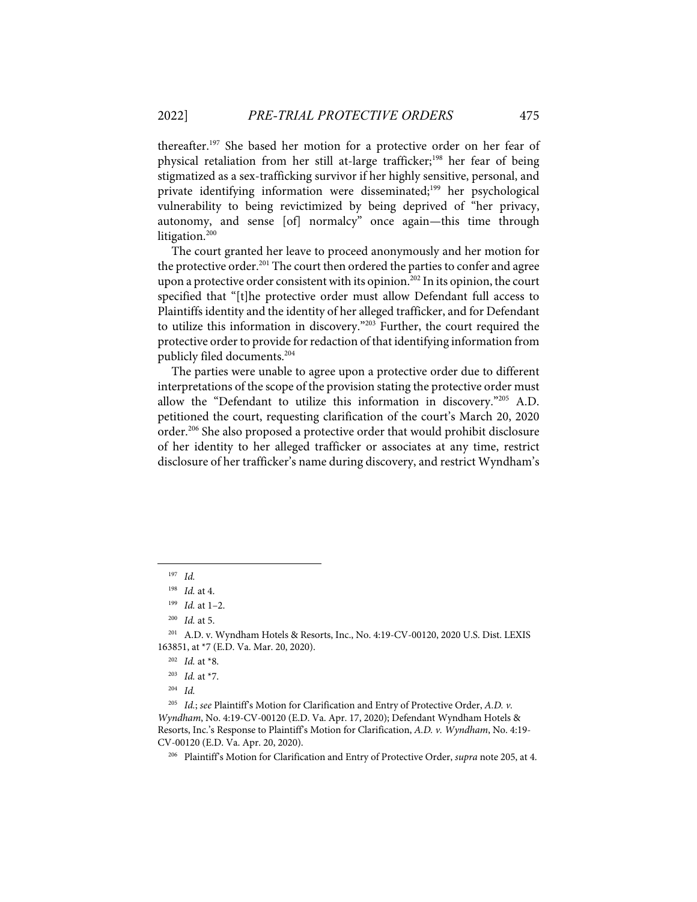thereafter.[197] She based her motion for a protective order on her fear of physical retaliation from her still at-large trafficker;[198] her fear of being stigmatized as a sex-trafficking survivor if her highly sensitive, personal, and private identifying information were disseminated;[199] her psychological vulnerability to being revictimized by being deprived of "her privacy, autonomy, and sense [of] normalcy" once again—this time through litigation.[200]

The court granted her leave to proceed anonymously and her motion for the protective order.[201] The court then ordered the parties to confer and agree upon a protective order consistent with its opinion.[202] In its opinion, the court specified that "[t]he protective order must allow Defendant full access to Plaintiffs identity and the identity of her alleged trafficker, and for Defendant to utilize this information in discovery."[203] Further, the court required the protective order to provide for redaction of that identifying information from publicly filed documents.[204]

The parties were unable to agree upon a protective order due to different interpretations of the scope of the provision stating the protective order must allow the "Defendant to utilize this information in discovery."[205] A.D. petitioned the court, requesting clarification of the court's March 20, 2020 order.[206] She also proposed a protective order that would prohibit disclosure of her identity to her alleged trafficker or associates at any time, restrict disclosure of her trafficker's name during discovery, and restrict Wyndham's

---

[197] *Id.*

[198] *Id.* at 4.

[199] *Id.* at 1–2.

[200] *Id.* at 5.

[201] A.D. v. Wyndham Hotels & Resorts, Inc., No. 4:19-CV-00120, 2020 U.S. Dist. LEXIS 163851, at *7 (E.D. Va. Mar. 20, 2020).

[202] *Id.* at *8.

[203] *Id.* at *7.

[204] *Id.*

[205] *Id.*; *see* Plaintiff's Motion for Clarification and Entry of Protective Order, *A.D. v. Wyndham*, No. 4:19-CV-00120 (E.D. Va. Apr. 17, 2020); Defendant Wyndham Hotels & Resorts, Inc.'s Response to Plaintiff's Motion for Clarification, *A.D. v. Wyndham*, No. 4:19-CV-00120 (E.D. Va. Apr. 20, 2020).

[206] Plaintiff's Motion for Clarification and Entry of Protective Order, *supra* note 205, at 4.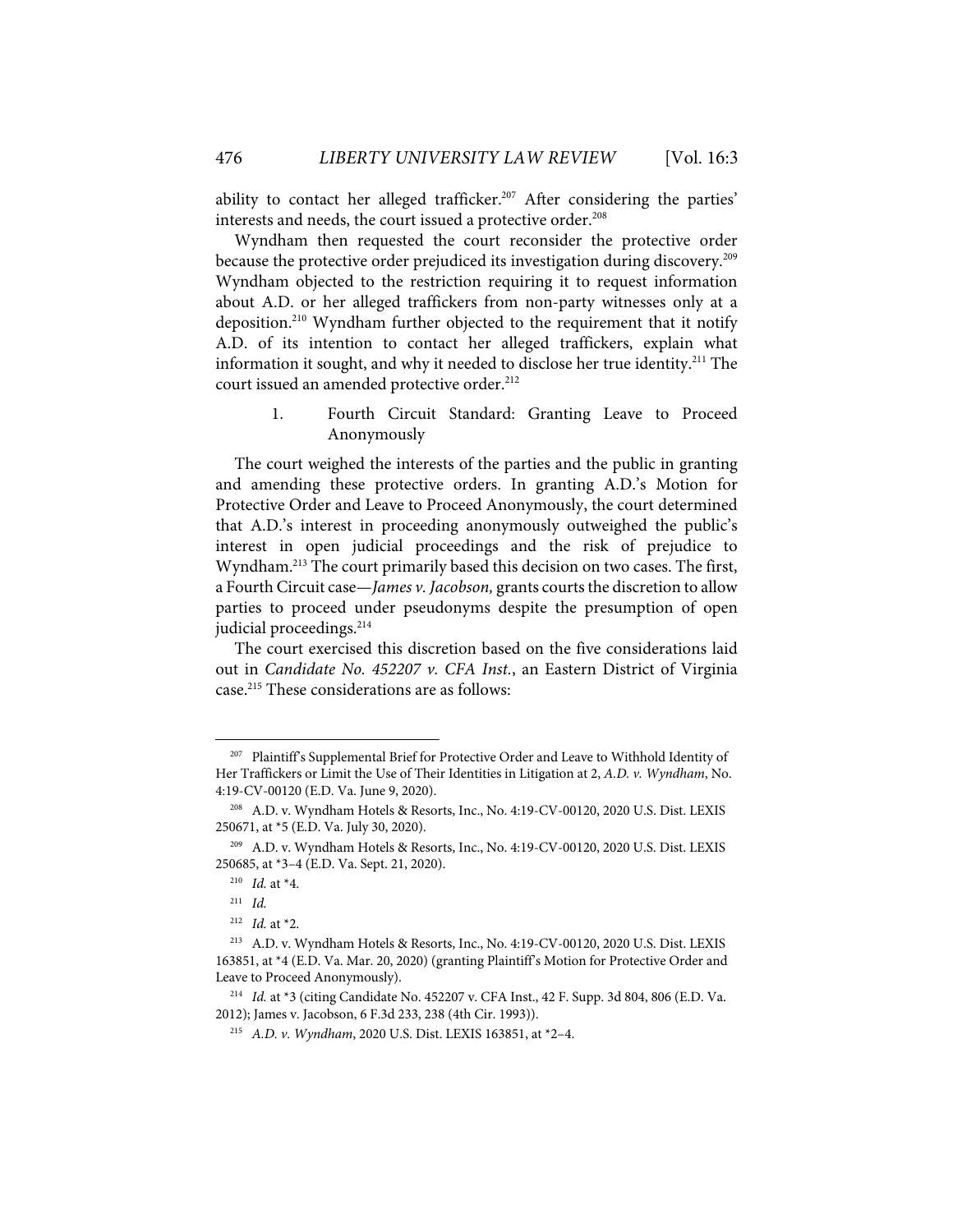ability to contact her alleged trafficker.[207] After considering the parties' interests and needs, the court issued a protective order.[208]

Wyndham then requested the court reconsider the protective order because the protective order prejudiced its investigation during discovery.[209] Wyndham objected to the restriction requiring it to request information about A.D. or her alleged traffickers from non-party witnesses only at a deposition.[210] Wyndham further objected to the requirement that it notify A.D. of its intention to contact her alleged traffickers, explain what information it sought, and why it needed to disclose her true identity.[211] The court issued an amended protective order.[212]

### 1. Fourth Circuit Standard: Granting Leave to Proceed Anonymously

The court weighed the interests of the parties and the public in granting and amending these protective orders. In granting A.D.'s Motion for Protective Order and Leave to Proceed Anonymously, the court determined that A.D.'s interest in proceeding anonymously outweighed the public's interest in open judicial proceedings and the risk of prejudice to Wyndham.[213] The court primarily based this decision on two cases. The first, a Fourth Circuit case—*James v. Jacobson,* grants courts the discretion to allow parties to proceed under pseudonyms despite the presumption of open judicial proceedings.[214]

The court exercised this discretion based on the five considerations laid out in *Candidate No. 452207 v. CFA Inst.*, an Eastern District of Virginia case.[215] These considerations are as follows:

---

[207] Plaintiff's Supplemental Brief for Protective Order and Leave to Withhold Identity of Her Traffickers or Limit the Use of Their Identities in Litigation at 2, *A.D. v. Wyndham*, No. 4:19-CV-00120 (E.D. Va. June 9, 2020).

[208] A.D. v. Wyndham Hotels & Resorts, Inc., No. 4:19-CV-00120, 2020 U.S. Dist. LEXIS 250671, at *5 (E.D. Va. July 30, 2020).

[209] A.D. v. Wyndham Hotels & Resorts, Inc., No. 4:19-CV-00120, 2020 U.S. Dist. LEXIS 250685, at *3–4 (E.D. Va. Sept. 21, 2020).

[210] *Id.* at *4.

[211] *Id.*

[212] *Id.* at *2.

[213] A.D. v. Wyndham Hotels & Resorts, Inc., No. 4:19-CV-00120, 2020 U.S. Dist. LEXIS 163851, at *4 (E.D. Va. Mar. 20, 2020) (granting Plaintiff's Motion for Protective Order and Leave to Proceed Anonymously).

[214] *Id.* at *3 (citing Candidate No. 452207 v. CFA Inst., 42 F. Supp. 3d 804, 806 (E.D. Va. 2012); James v. Jacobson, 6 F.3d 233, 238 (4th Cir. 1993)).

[215] *A.D. v. Wyndham*, 2020 U.S. Dist. LEXIS 163851, at *2–4.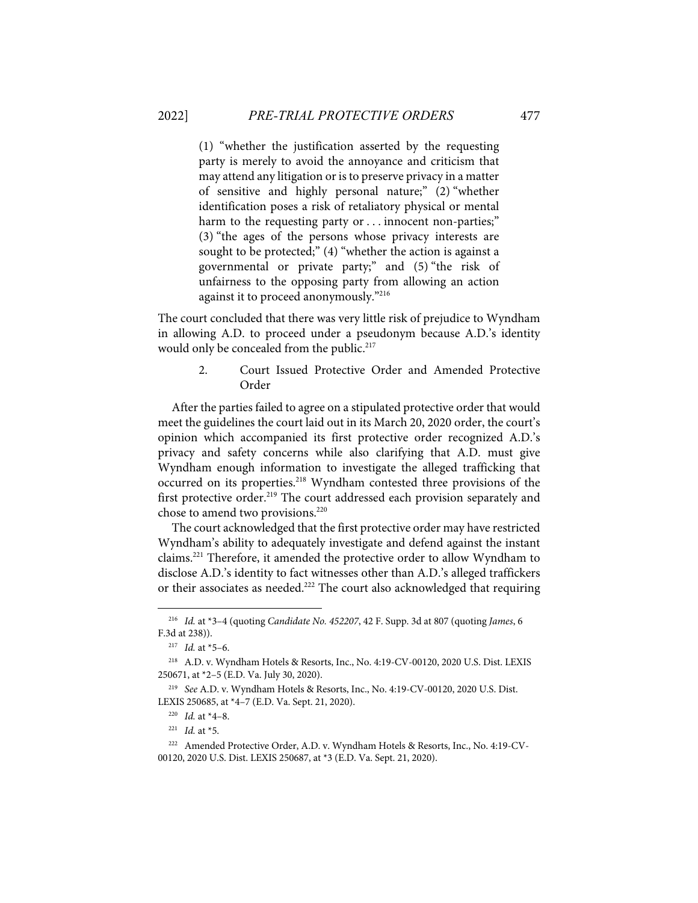> (1) "whether the justification asserted by the requesting party is merely to avoid the annoyance and criticism that may attend any litigation or is to preserve privacy in a matter of sensitive and highly personal nature;" (2) "whether identification poses a risk of retaliatory physical or mental harm to the requesting party or . . . innocent non-parties;" (3) "the ages of the persons whose privacy interests are sought to be protected;" (4) "whether the action is against a governmental or private party;" and (5) "the risk of unfairness to the opposing party from allowing an action against it to proceed anonymously."[216]

The court concluded that there was very little risk of prejudice to Wyndham in allowing A.D. to proceed under a pseudonym because A.D.'s identity would only be concealed from the public.[217]

2. Court Issued Protective Order and Amended Protective Order

After the parties failed to agree on a stipulated protective order that would meet the guidelines the court laid out in its March 20, 2020 order, the court's opinion which accompanied its first protective order recognized A.D.'s privacy and safety concerns while also clarifying that A.D. must give Wyndham enough information to investigate the alleged trafficking that occurred on its properties.[218] Wyndham contested three provisions of the first protective order.[219] The court addressed each provision separately and chose to amend two provisions.[220]

The court acknowledged that the first protective order may have restricted Wyndham's ability to adequately investigate and defend against the instant claims.[221] Therefore, it amended the protective order to allow Wyndham to disclose A.D.'s identity to fact witnesses other than A.D.'s alleged traffickers or their associates as needed.[222] The court also acknowledged that requiring

---

[216] *Id.* at *3–4 (quoting *Candidate No. 452207*, 42 F. Supp. 3d at 807 (quoting *James*, 6 F.3d at 238)).

[217] *Id.* at *5–6.

[218] A.D. v. Wyndham Hotels & Resorts, Inc., No. 4:19-CV-00120, 2020 U.S. Dist. LEXIS 250671, at *2–5 (E.D. Va. July 30, 2020).

[219] *See* A.D. v. Wyndham Hotels & Resorts, Inc., No. 4:19-CV-00120, 2020 U.S. Dist. LEXIS 250685, at *4–7 (E.D. Va. Sept. 21, 2020).

[220] *Id.* at *4–8.

[221] *Id.* at *5.

[222] Amended Protective Order, A.D. v. Wyndham Hotels & Resorts, Inc., No. 4:19-CV-00120, 2020 U.S. Dist. LEXIS 250687, at *3 (E.D. Va. Sept. 21, 2020).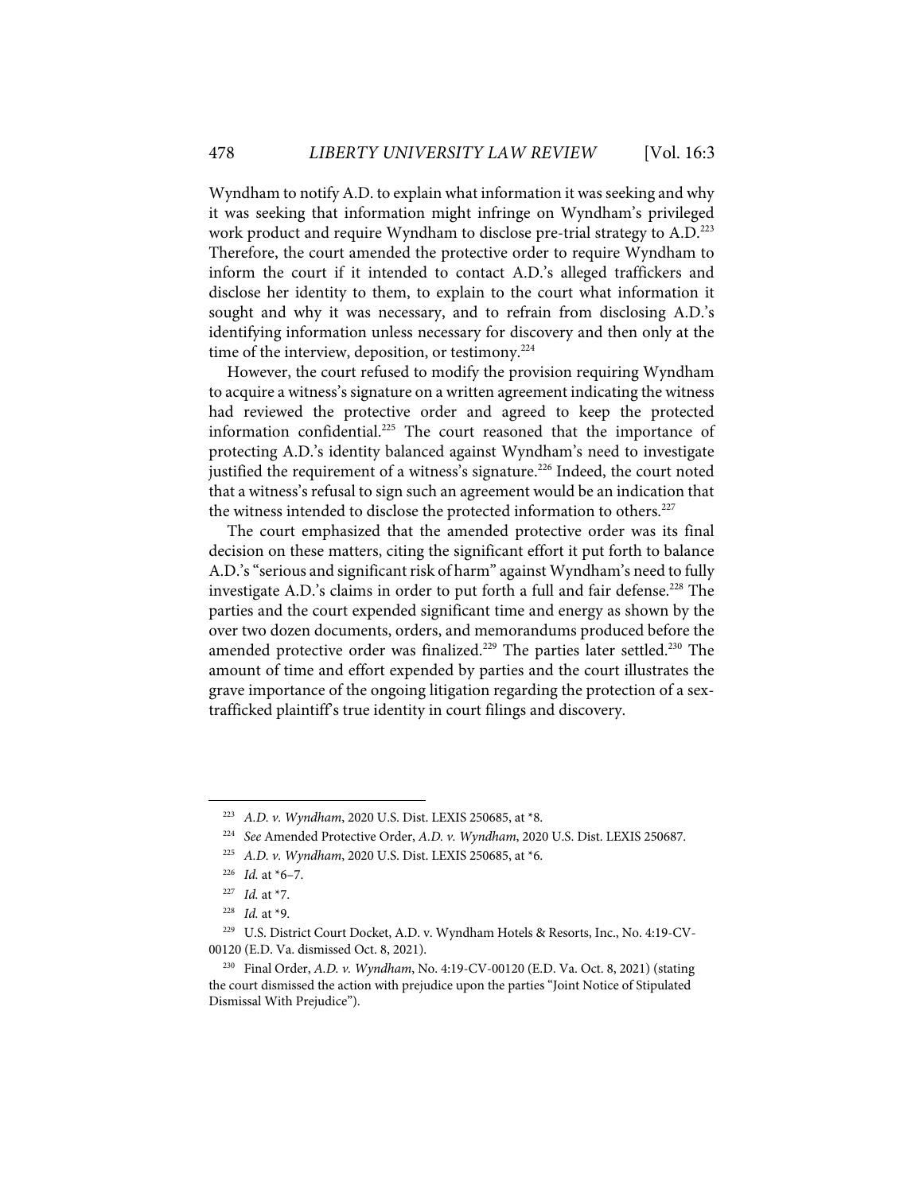Wyndham to notify A.D. to explain what information it was seeking and why it was seeking that information might infringe on Wyndham's privileged work product and require Wyndham to disclose pre-trial strategy to A.D.[223] Therefore, the court amended the protective order to require Wyndham to inform the court if it intended to contact A.D.'s alleged traffickers and disclose her identity to them, to explain to the court what information it sought and why it was necessary, and to refrain from disclosing A.D.'s identifying information unless necessary for discovery and then only at the time of the interview, deposition, or testimony.[224]

However, the court refused to modify the provision requiring Wyndham to acquire a witness's signature on a written agreement indicating the witness had reviewed the protective order and agreed to keep the protected information confidential.[225] The court reasoned that the importance of protecting A.D.'s identity balanced against Wyndham's need to investigate justified the requirement of a witness's signature.[226] Indeed, the court noted that a witness's refusal to sign such an agreement would be an indication that the witness intended to disclose the protected information to others.[227]

The court emphasized that the amended protective order was its final decision on these matters, citing the significant effort it put forth to balance A.D.'s "serious and significant risk of harm" against Wyndham's need to fully investigate A.D.'s claims in order to put forth a full and fair defense.[228] The parties and the court expended significant time and energy as shown by the over two dozen documents, orders, and memorandums produced before the amended protective order was finalized.[229] The parties later settled.[230] The amount of time and effort expended by parties and the court illustrates the grave importance of the ongoing litigation regarding the protection of a sex-trafficked plaintiff's true identity in court filings and discovery.

---

[223] *A.D. v. Wyndham*, 2020 U.S. Dist. LEXIS 250685, at *8.

[224] *See* Amended Protective Order, *A.D. v. Wyndham*, 2020 U.S. Dist. LEXIS 250687.

[225] *A.D. v. Wyndham*, 2020 U.S. Dist. LEXIS 250685, at *6.

[226] *Id.* at *6–7.

[227] *Id.* at *7.

[228] *Id.* at *9.

[229] U.S. District Court Docket, A.D. v. Wyndham Hotels & Resorts, Inc., No. 4:19-CV-00120 (E.D. Va. dismissed Oct. 8, 2021).

[230] Final Order, *A.D. v. Wyndham*, No. 4:19-CV-00120 (E.D. Va. Oct. 8, 2021) (stating the court dismissed the action with prejudice upon the parties "Joint Notice of Stipulated Dismissal With Prejudice").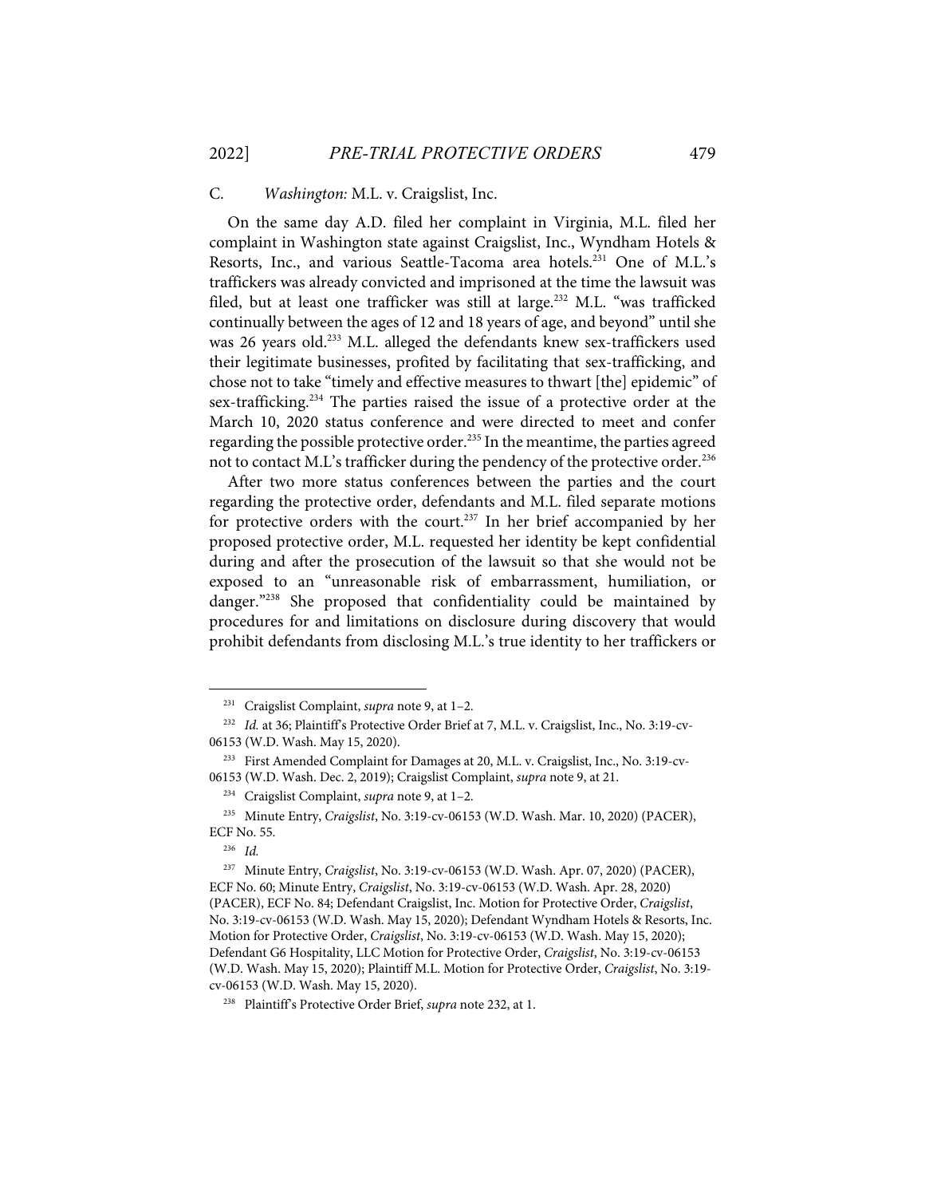### C. *Washington:* M.L. v. Craigslist, Inc.

On the same day A.D. filed her complaint in Virginia, M.L. filed her complaint in Washington state against Craigslist, Inc., Wyndham Hotels & Resorts, Inc., and various Seattle-Tacoma area hotels.[231] One of M.L.'s traffickers was already convicted and imprisoned at the time the lawsuit was filed, but at least one trafficker was still at large.[232] M.L. "was trafficked continually between the ages of 12 and 18 years of age, and beyond" until she was 26 years old.[233] M.L. alleged the defendants knew sex-traffickers used their legitimate businesses, profited by facilitating that sex-trafficking, and chose not to take "timely and effective measures to thwart [the] epidemic" of sex-trafficking.[234] The parties raised the issue of a protective order at the March 10, 2020 status conference and were directed to meet and confer regarding the possible protective order.[235] In the meantime, the parties agreed not to contact M.L's trafficker during the pendency of the protective order.[236]

After two more status conferences between the parties and the court regarding the protective order, defendants and M.L. filed separate motions for protective orders with the court.[237] In her brief accompanied by her proposed protective order, M.L. requested her identity be kept confidential during and after the prosecution of the lawsuit so that she would not be exposed to an "unreasonable risk of embarrassment, humiliation, or danger."[238] She proposed that confidentiality could be maintained by procedures for and limitations on disclosure during discovery that would prohibit defendants from disclosing M.L.'s true identity to her traffickers or

---

[231] Craigslist Complaint, *supra* note 9, at 1–2.

[232] *Id.* at 36; Plaintiff's Protective Order Brief at 7, M.L. v. Craigslist, Inc., No. 3:19-cv-06153 (W.D. Wash. May 15, 2020).

[233] First Amended Complaint for Damages at 20, M.L. v. Craigslist, Inc., No. 3:19-cv-06153 (W.D. Wash. Dec. 2, 2019); Craigslist Complaint, *supra* note 9, at 21.

[234] Craigslist Complaint, *supra* note 9, at 1–2.

[235] Minute Entry, *Craigslist*, No. 3:19-cv-06153 (W.D. Wash. Mar. 10, 2020) (PACER), ECF No. 55.

[236] *Id.*

[237] Minute Entry, *Craigslist*, No. 3:19-cv-06153 (W.D. Wash. Apr. 07, 2020) (PACER), ECF No. 60; Minute Entry, *Craigslist*, No. 3:19-cv-06153 (W.D. Wash. Apr. 28, 2020) (PACER), ECF No. 84; Defendant Craigslist, Inc. Motion for Protective Order, *Craigslist*, No. 3:19-cv-06153 (W.D. Wash. May 15, 2020); Defendant Wyndham Hotels & Resorts, Inc. Motion for Protective Order, *Craigslist*, No. 3:19-cv-06153 (W.D. Wash. May 15, 2020); Defendant G6 Hospitality, LLC Motion for Protective Order, *Craigslist*, No. 3:19-cv-06153 (W.D. Wash. May 15, 2020); Plaintiff M.L. Motion for Protective Order, *Craigslist*, No. 3:19-cv-06153 (W.D. Wash. May 15, 2020).

[238] Plaintiff's Protective Order Brief, *supra* note 232, at 1.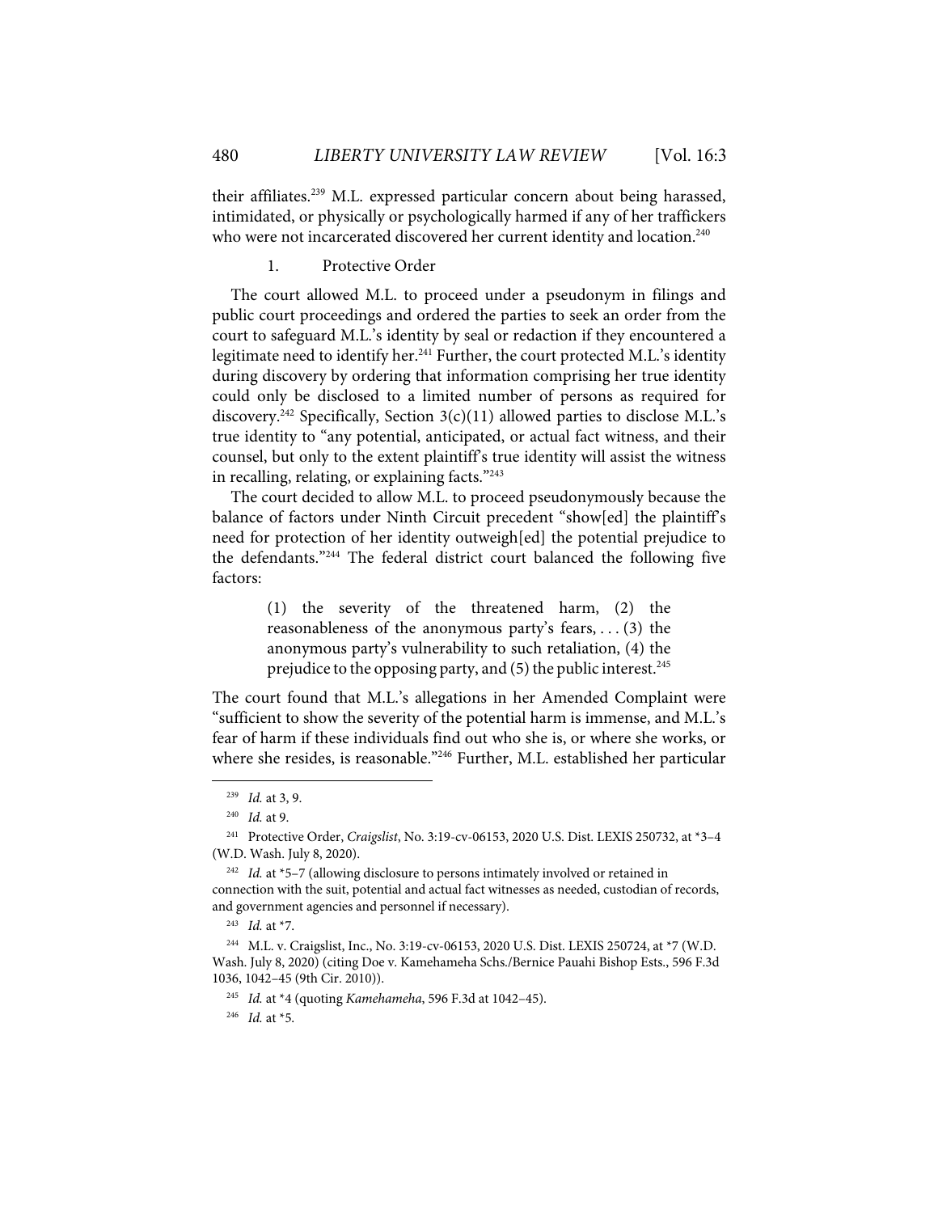their affiliates.[239] M.L. expressed particular concern about being harassed, intimidated, or physically or psychologically harmed if any of her traffickers who were not incarcerated discovered her current identity and location.[240]

### 1. Protective Order

The court allowed M.L. to proceed under a pseudonym in filings and public court proceedings and ordered the parties to seek an order from the court to safeguard M.L.'s identity by seal or redaction if they encountered a legitimate need to identify her.[241] Further, the court protected M.L.'s identity during discovery by ordering that information comprising her true identity could only be disclosed to a limited number of persons as required for discovery.[242] Specifically, Section 3(c)(11) allowed parties to disclose M.L.'s true identity to "any potential, anticipated, or actual fact witness, and their counsel, but only to the extent plaintiff's true identity will assist the witness in recalling, relating, or explaining facts."[243]

The court decided to allow M.L. to proceed pseudonymously because the balance of factors under Ninth Circuit precedent "show[ed] the plaintiff's need for protection of her identity outweigh[ed] the potential prejudice to the defendants."[244] The federal district court balanced the following five factors:

> (1) the severity of the threatened harm, (2) the reasonableness of the anonymous party's fears, . . . (3) the anonymous party's vulnerability to such retaliation, (4) the prejudice to the opposing party, and (5) the public interest.[245]

The court found that M.L.'s allegations in her Amended Complaint were "sufficient to show the severity of the potential harm is immense, and M.L.'s fear of harm if these individuals find out who she is, or where she works, or where she resides, is reasonable."[246] Further, M.L. established her particular

---

[239] *Id.* at 3, 9.

[240] *Id.* at 9.

[241] Protective Order, *Craigslist*, No. 3:19-cv-06153, 2020 U.S. Dist. LEXIS 250732, at *3–4 (W.D. Wash. July 8, 2020).

[242] *Id.* at *5–7 (allowing disclosure to persons intimately involved or retained in connection with the suit, potential and actual fact witnesses as needed, custodian of records, and government agencies and personnel if necessary).

[243] *Id.* at *7.

[244] M.L. v. Craigslist, Inc., No. 3:19-cv-06153, 2020 U.S. Dist. LEXIS 250724, at *7 (W.D. Wash. July 8, 2020) (citing Doe v. Kamehameha Schs./Bernice Pauahi Bishop Ests., 596 F.3d 1036, 1042–45 (9th Cir. 2010)).

[245] *Id.* at *4 (quoting *Kamehameha*, 596 F.3d at 1042–45).

[246] *Id.* at *5.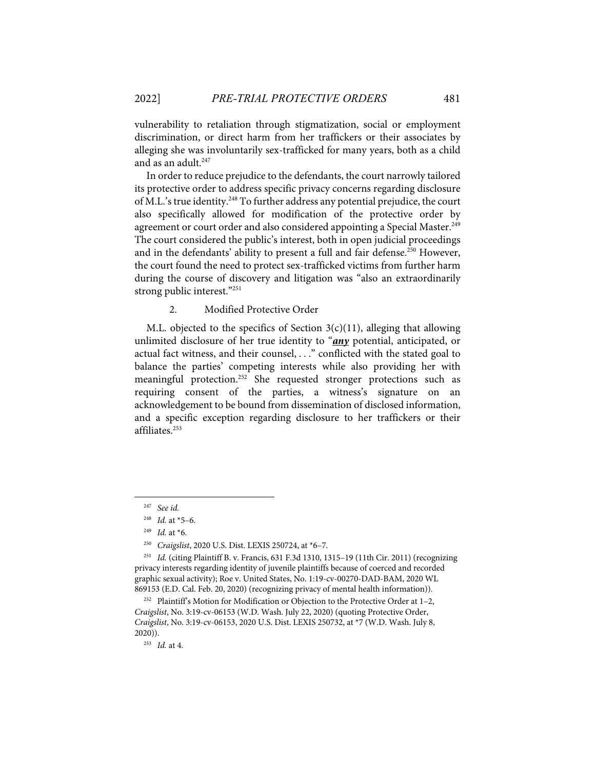vulnerability to retaliation through stigmatization, social or employment discrimination, or direct harm from her traffickers or their associates by alleging she was involuntarily sex-trafficked for many years, both as a child and as an adult.[247]

In order to reduce prejudice to the defendants, the court narrowly tailored its protective order to address specific privacy concerns regarding disclosure of M.L.'s true identity.[248] To further address any potential prejudice, the court also specifically allowed for modification of the protective order by agreement or court order and also considered appointing a Special Master.[249] The court considered the public's interest, both in open judicial proceedings and in the defendants' ability to present a full and fair defense.[250] However, the court found the need to protect sex-trafficked victims from further harm during the course of discovery and litigation was "also an extraordinarily strong public interest."[251]

### 2. Modified Protective Order

M.L. objected to the specifics of Section 3(c)(11), alleging that allowing unlimited disclosure of her true identity to "***any*** potential, anticipated, or actual fact witness, and their counsel, . . ." conflicted with the stated goal to balance the parties' competing interests while also providing her with meaningful protection.[252] She requested stronger protections such as requiring consent of the parties, a witness's signature on an acknowledgement to be bound from dissemination of disclosed information, and a specific exception regarding disclosure to her traffickers or their affiliates.[253]

---

[247] *See id.*

[248] *Id.* at *5–6.

[249] *Id.* at *6.

[250] *Craigslist*, 2020 U.S. Dist. LEXIS 250724, at *6–7.

[251] *Id.* (citing Plaintiff B. v. Francis, 631 F.3d 1310, 1315–19 (11th Cir. 2011) (recognizing privacy interests regarding identity of juvenile plaintiffs because of coerced and recorded graphic sexual activity); Roe v. United States, No. 1:19-cv-00270-DAD-BAM, 2020 WL 869153 (E.D. Cal. Feb. 20, 2020) (recognizing privacy of mental health information)).

[252] Plaintiff's Motion for Modification or Objection to the Protective Order at 1–2, *Craigslist*, No. 3:19-cv-06153 (W.D. Wash. July 22, 2020) (quoting Protective Order, *Craigslist*, No. 3:19-cv-06153, 2020 U.S. Dist. LEXIS 250732, at *7 (W.D. Wash. July 8, 2020)).

[253] *Id.* at 4.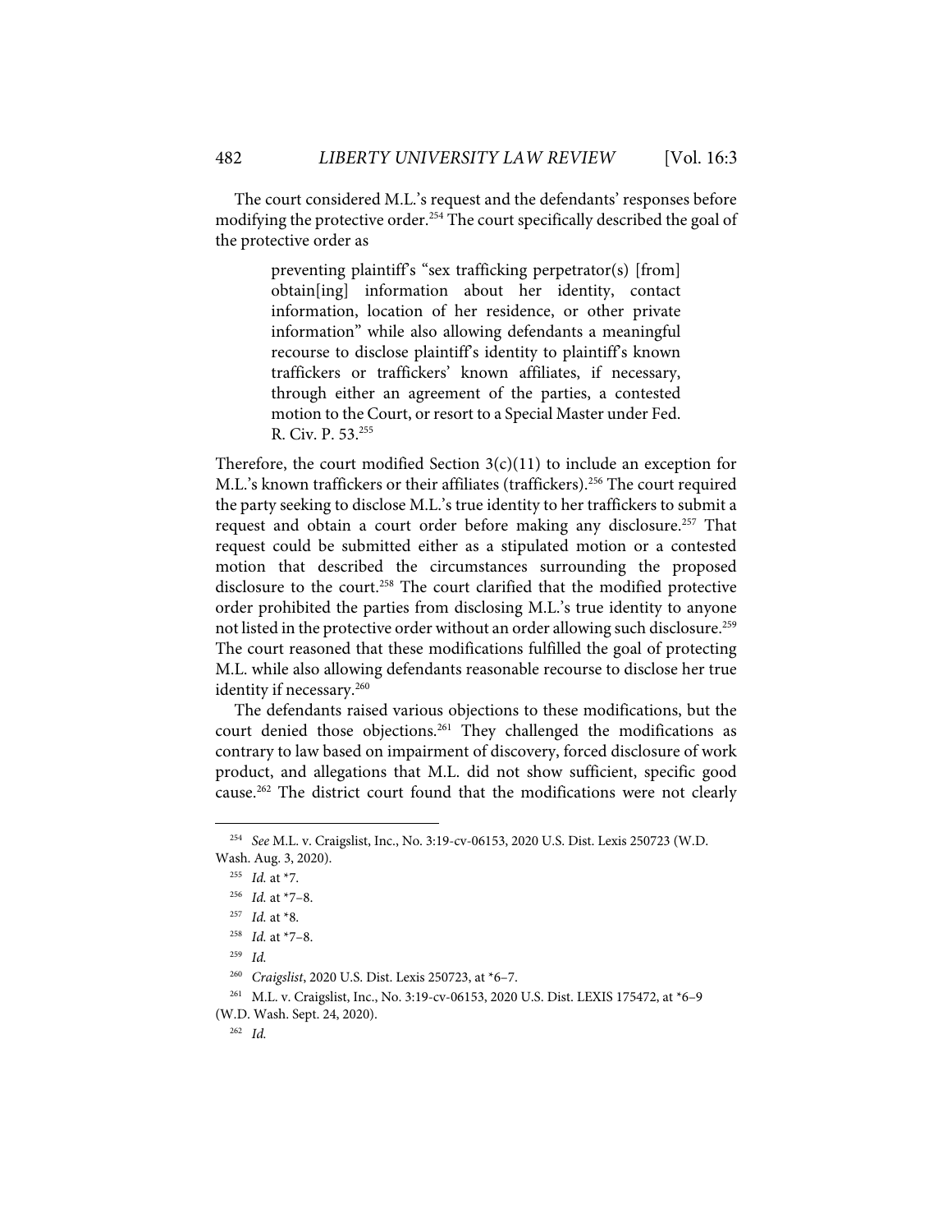The court considered M.L.'s request and the defendants' responses before modifying the protective order.[254] The court specifically described the goal of the protective order as

> preventing plaintiff's "sex trafficking perpetrator(s) [from] obtain[ing] information about her identity, contact information, location of her residence, or other private information" while also allowing defendants a meaningful recourse to disclose plaintiff's identity to plaintiff's known traffickers or traffickers' known affiliates, if necessary, through either an agreement of the parties, a contested motion to the Court, or resort to a Special Master under Fed. R. Civ. P. 53.[255]

Therefore, the court modified Section 3(c)(11) to include an exception for M.L.'s known traffickers or their affiliates (traffickers).[256] The court required the party seeking to disclose M.L.'s true identity to her traffickers to submit a request and obtain a court order before making any disclosure.[257] That request could be submitted either as a stipulated motion or a contested motion that described the circumstances surrounding the proposed disclosure to the court.[258] The court clarified that the modified protective order prohibited the parties from disclosing M.L.'s true identity to anyone not listed in the protective order without an order allowing such disclosure.[259] The court reasoned that these modifications fulfilled the goal of protecting M.L. while also allowing defendants reasonable recourse to disclose her true identity if necessary.[260]

The defendants raised various objections to these modifications, but the court denied those objections.[261] They challenged the modifications as contrary to law based on impairment of discovery, forced disclosure of work product, and allegations that M.L. did not show sufficient, specific good cause.[262] The district court found that the modifications were not clearly

---

[254] *See* M.L. v. Craigslist, Inc., No. 3:19-cv-06153, 2020 U.S. Dist. Lexis 250723 (W.D. Wash. Aug. 3, 2020).

[255] *Id.* at *7.

[256] *Id.* at *7–8.

[257] *Id.* at *8.

[258] *Id.* at *7–8.

[259] *Id.*

[260] *Craigslist*, 2020 U.S. Dist. Lexis 250723, at *6–7.

[261] M.L. v. Craigslist, Inc., No. 3:19-cv-06153, 2020 U.S. Dist. LEXIS 175472, at *6–9 (W.D. Wash. Sept. 24, 2020).

[262] *Id.*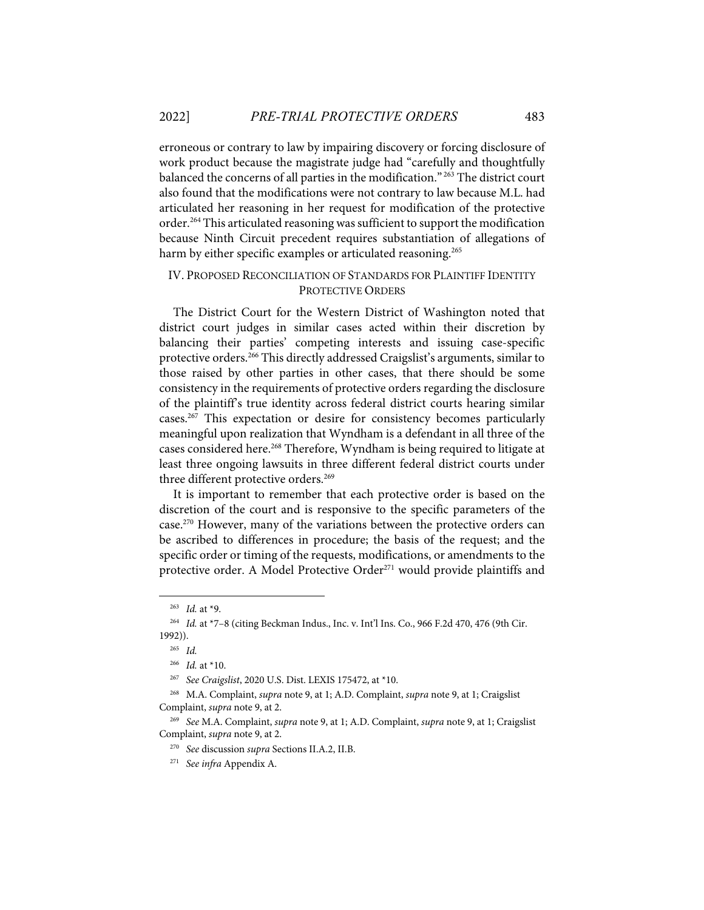erroneous or contrary to law by impairing discovery or forcing disclosure of work product because the magistrate judge had "carefully and thoughtfully balanced the concerns of all parties in the modification."[263] The district court also found that the modifications were not contrary to law because M.L. had articulated her reasoning in her request for modification of the protective order.[264] This articulated reasoning was sufficient to support the modification because Ninth Circuit precedent requires substantiation of allegations of harm by either specific examples or articulated reasoning.[265]

## IV. PROPOSED RECONCILIATION OF STANDARDS FOR PLAINTIFF IDENTITY PROTECTIVE ORDERS

The District Court for the Western District of Washington noted that district court judges in similar cases acted within their discretion by balancing their parties' competing interests and issuing case-specific protective orders.[266] This directly addressed Craigslist's arguments, similar to those raised by other parties in other cases, that there should be some consistency in the requirements of protective orders regarding the disclosure of the plaintiff's true identity across federal district courts hearing similar cases.[267] This expectation or desire for consistency becomes particularly meaningful upon realization that Wyndham is a defendant in all three of the cases considered here.[268] Therefore, Wyndham is being required to litigate at least three ongoing lawsuits in three different federal district courts under three different protective orders.[269]

It is important to remember that each protective order is based on the discretion of the court and is responsive to the specific parameters of the case.[270] However, many of the variations between the protective orders can be ascribed to differences in procedure; the basis of the request; and the specific order or timing of the requests, modifications, or amendments to the protective order. A Model Protective Order[271] would provide plaintiffs and

---

[263] *Id.* at *9.

[264] *Id.* at *7–8 (citing Beckman Indus., Inc. v. Int'l Ins. Co., 966 F.2d 470, 476 (9th Cir. 1992)).

[265] *Id.*

[266] *Id.* at *10.

[267] *See Craigslist*, 2020 U.S. Dist. LEXIS 175472, at *10.

[268] M.A. Complaint, *supra* note 9, at 1; A.D. Complaint, *supra* note 9, at 1; Craigslist Complaint, *supra* note 9, at 2.

[269] *See* M.A. Complaint, *supra* note 9, at 1; A.D. Complaint, *supra* note 9, at 1; Craigslist Complaint, *supra* note 9, at 2.

[270] *See* discussion *supra* Sections II.A.2, II.B.

[271] *See infra* Appendix A.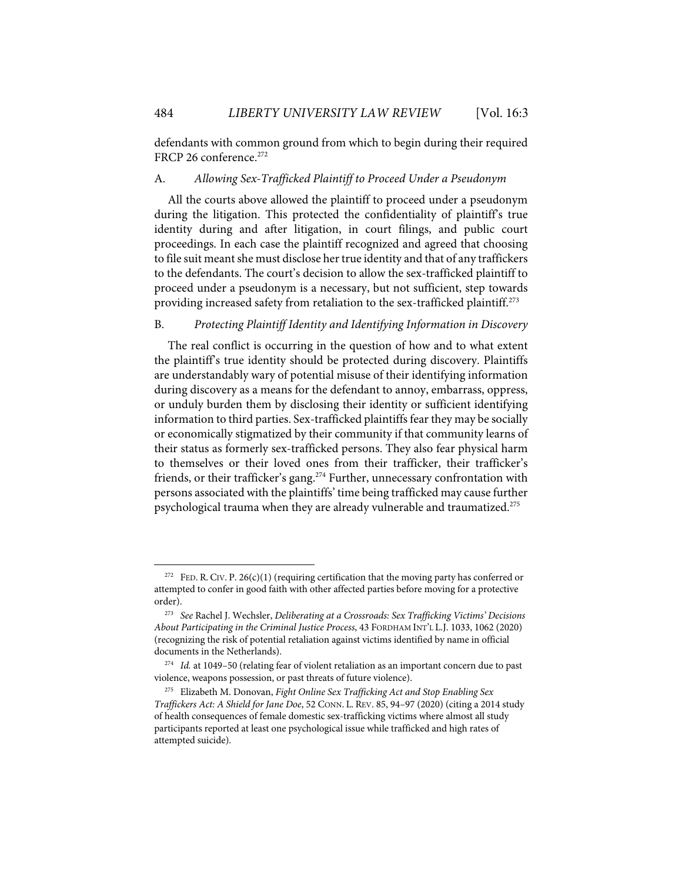defendants with common ground from which to begin during their required FRCP 26 conference.[272]

### A. *Allowing Sex-Trafficked Plaintiff to Proceed Under a Pseudonym*

All the courts above allowed the plaintiff to proceed under a pseudonym during the litigation. This protected the confidentiality of plaintiff's true identity during and after litigation, in court filings, and public court proceedings. In each case the plaintiff recognized and agreed that choosing to file suit meant she must disclose her true identity and that of any traffickers to the defendants. The court's decision to allow the sex-trafficked plaintiff to proceed under a pseudonym is a necessary, but not sufficient, step towards providing increased safety from retaliation to the sex-trafficked plaintiff.[273]

### B. *Protecting Plaintiff Identity and Identifying Information in Discovery*

The real conflict is occurring in the question of how and to what extent the plaintiff's true identity should be protected during discovery. Plaintiffs are understandably wary of potential misuse of their identifying information during discovery as a means for the defendant to annoy, embarrass, oppress, or unduly burden them by disclosing their identity or sufficient identifying information to third parties. Sex-trafficked plaintiffs fear they may be socially or economically stigmatized by their community if that community learns of their status as formerly sex-trafficked persons. They also fear physical harm to themselves or their loved ones from their trafficker, their trafficker's friends, or their trafficker's gang.[274] Further, unnecessary confrontation with persons associated with the plaintiffs' time being trafficked may cause further psychological trauma when they are already vulnerable and traumatized.[275]

---

[272] FED. R. CIV. P. 26(c)(1) (requiring certification that the moving party has conferred or attempted to confer in good faith with other affected parties before moving for a protective order).

[273] *See* Rachel J. Wechsler, *Deliberating at a Crossroads: Sex Trafficking Victims' Decisions About Participating in the Criminal Justice Process*, 43 FORDHAM INT'L L.J. 1033, 1062 (2020) (recognizing the risk of potential retaliation against victims identified by name in official documents in the Netherlands).

[274] *Id.* at 1049–50 (relating fear of violent retaliation as an important concern due to past violence, weapons possession, or past threats of future violence).

[275] Elizabeth M. Donovan, *Fight Online Sex Trafficking Act and Stop Enabling Sex Traffickers Act: A Shield for Jane Doe*, 52 CONN. L. REV. 85, 94–97 (2020) (citing a 2014 study of health consequences of female domestic sex-trafficking victims where almost all study participants reported at least one psychological issue while trafficked and high rates of attempted suicide).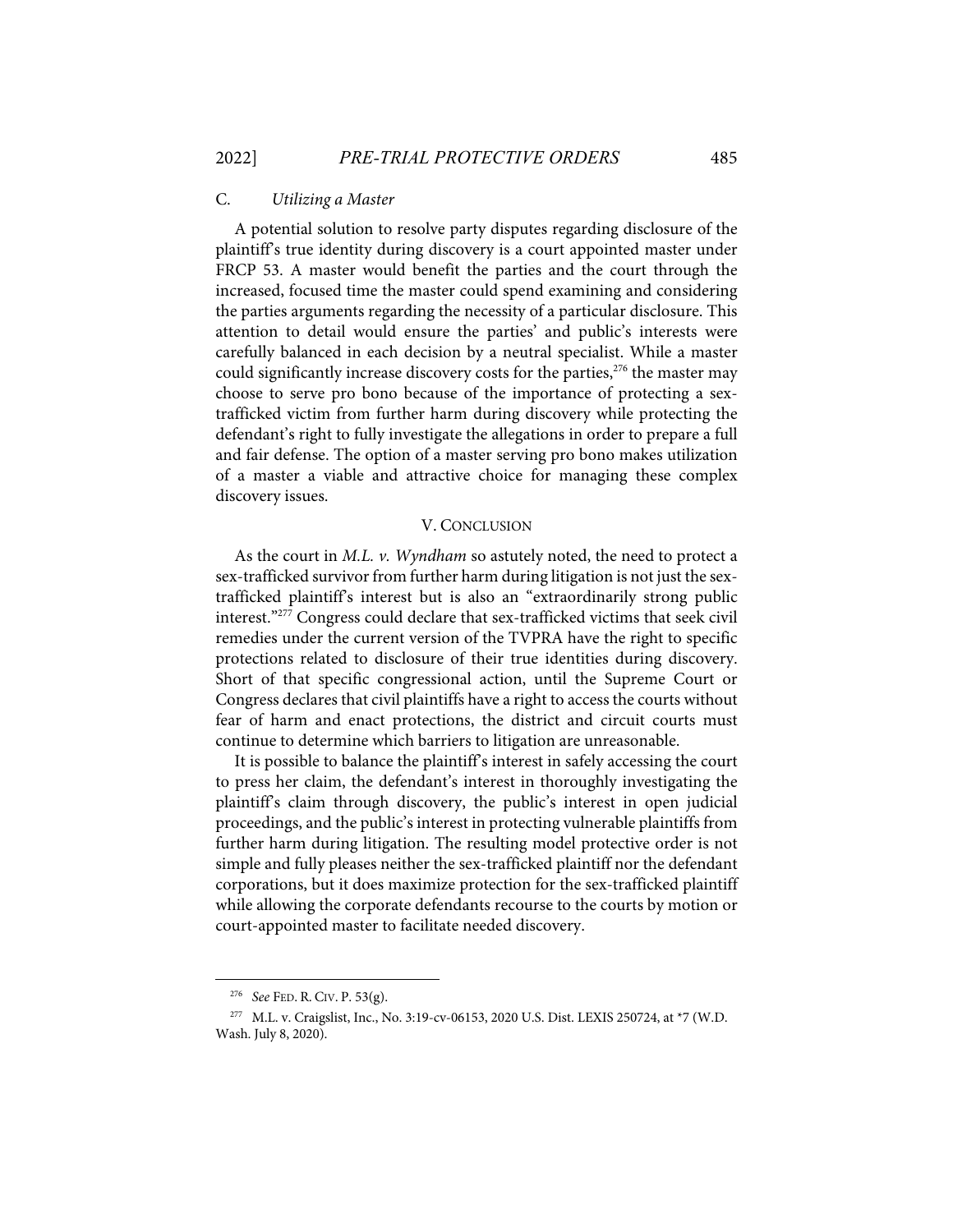### C. *Utilizing a Master*

A potential solution to resolve party disputes regarding disclosure of the plaintiff's true identity during discovery is a court appointed master under FRCP 53. A master would benefit the parties and the court through the increased, focused time the master could spend examining and considering the parties arguments regarding the necessity of a particular disclosure. This attention to detail would ensure the parties' and public's interests were carefully balanced in each decision by a neutral specialist. While a master could significantly increase discovery costs for the parties,[276] the master may choose to serve pro bono because of the importance of protecting a sex-trafficked victim from further harm during discovery while protecting the defendant's right to fully investigate the allegations in order to prepare a full and fair defense. The option of a master serving pro bono makes utilization of a master a viable and attractive choice for managing these complex discovery issues.

## V. CONCLUSION

As the court in *M.L. v. Wyndham* so astutely noted, the need to protect a sex-trafficked survivor from further harm during litigation is not just the sex-trafficked plaintiff's interest but is also an "extraordinarily strong public interest."[277] Congress could declare that sex-trafficked victims that seek civil remedies under the current version of the TVPRA have the right to specific protections related to disclosure of their true identities during discovery. Short of that specific congressional action, until the Supreme Court or Congress declares that civil plaintiffs have a right to access the courts without fear of harm and enact protections, the district and circuit courts must continue to determine which barriers to litigation are unreasonable.

It is possible to balance the plaintiff's interest in safely accessing the court to press her claim, the defendant's interest in thoroughly investigating the plaintiff's claim through discovery, the public's interest in open judicial proceedings, and the public's interest in protecting vulnerable plaintiffs from further harm during litigation. The resulting model protective order is not simple and fully pleases neither the sex-trafficked plaintiff nor the defendant corporations, but it does maximize protection for the sex-trafficked plaintiff while allowing the corporate defendants recourse to the courts by motion or court-appointed master to facilitate needed discovery.

---

[276] *See* FED. R. CIV. P. 53(g).

[277] M.L. v. Craigslist, Inc., No. 3:19-cv-06153, 2020 U.S. Dist. LEXIS 250724, at *7 (W.D. Wash. July 8, 2020).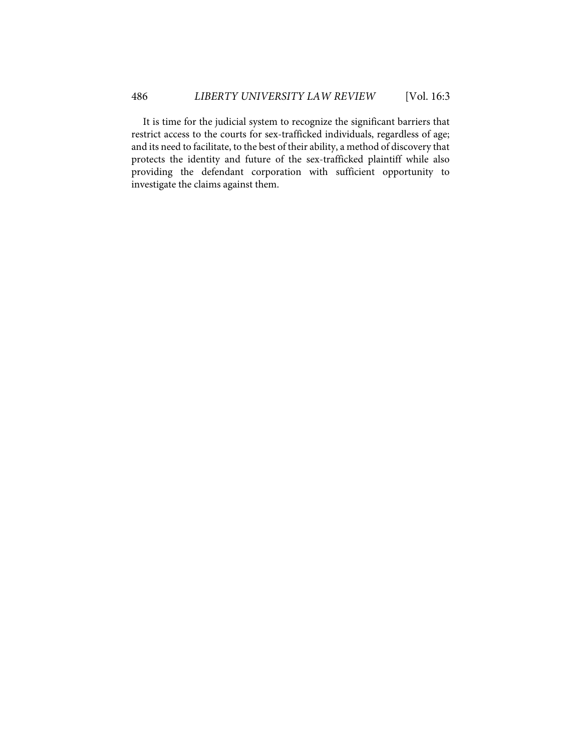It is time for the judicial system to recognize the significant barriers that restrict access to the courts for sex-trafficked individuals, regardless of age; and its need to facilitate, to the best of their ability, a method of discovery that protects the identity and future of the sex-trafficked plaintiff while also providing the defendant corporation with sufficient opportunity to investigate the claims against them.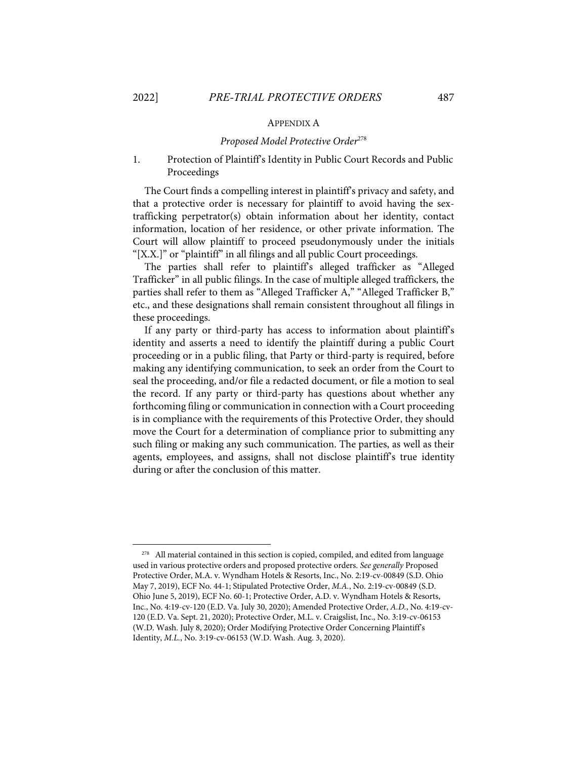## APPENDIX A

### *Proposed Model Protective Order*[278]

1. Protection of Plaintiff's Identity in Public Court Records and Public Proceedings

The Court finds a compelling interest in plaintiff's privacy and safety, and that a protective order is necessary for plaintiff to avoid having the sex-trafficking perpetrator(s) obtain information about her identity, contact information, location of her residence, or other private information. The Court will allow plaintiff to proceed pseudonymously under the initials "[X.X.]" or "plaintiff" in all filings and all public Court proceedings.

The parties shall refer to plaintiff's alleged trafficker as "Alleged Trafficker" in all public filings. In the case of multiple alleged traffickers, the parties shall refer to them as "Alleged Trafficker A," "Alleged Trafficker B," etc., and these designations shall remain consistent throughout all filings in these proceedings.

If any party or third-party has access to information about plaintiff's identity and asserts a need to identify the plaintiff during a public Court proceeding or in a public filing, that Party or third-party is required, before making any identifying communication, to seek an order from the Court to seal the proceeding, and/or file a redacted document, or file a motion to seal the record. If any party or third-party has questions about whether any forthcoming filing or communication in connection with a Court proceeding is in compliance with the requirements of this Protective Order, they should move the Court for a determination of compliance prior to submitting any such filing or making any such communication. The parties, as well as their agents, employees, and assigns, shall not disclose plaintiff's true identity during or after the conclusion of this matter.

---

[278] All material contained in this section is copied, compiled, and edited from language used in various protective orders and proposed protective orders. *See generally* Proposed Protective Order, M.A. v. Wyndham Hotels & Resorts, Inc., No. 2:19-cv-00849 (S.D. Ohio May 7, 2019), ECF No. 44-1; Stipulated Protective Order, *M.A.*, No. 2:19-cv-00849 (S.D. Ohio June 5, 2019), ECF No. 60-1; Protective Order, A.D. v. Wyndham Hotels & Resorts, Inc., No. 4:19-cv-120 (E.D. Va. July 30, 2020); Amended Protective Order, *A.D.*, No. 4:19-cv-120 (E.D. Va. Sept. 21, 2020); Protective Order, M.L. v. Craigslist, Inc., No. 3:19-cv-06153 (W.D. Wash. July 8, 2020); Order Modifying Protective Order Concerning Plaintiff's Identity, *M.L.*, No. 3:19-cv-06153 (W.D. Wash. Aug. 3, 2020).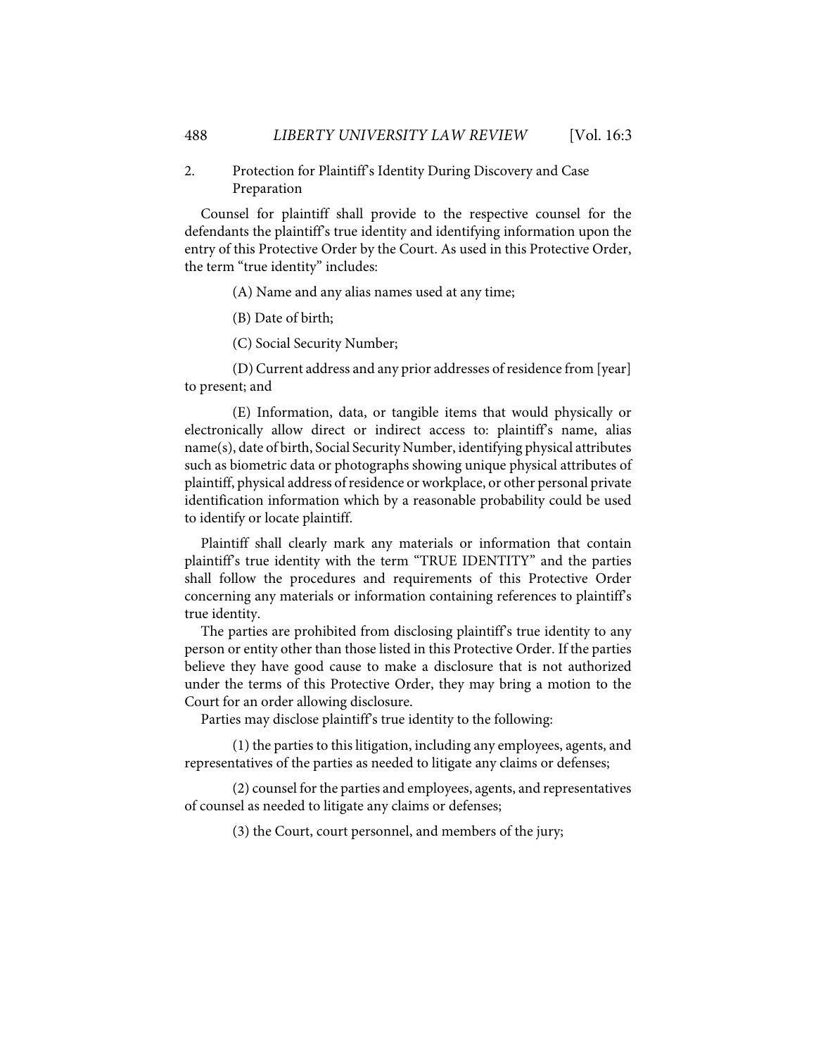2. Protection for Plaintiff's Identity During Discovery and Case Preparation

Counsel for plaintiff shall provide to the respective counsel for the defendants the plaintiff's true identity and identifying information upon the entry of this Protective Order by the Court. As used in this Protective Order, the term "true identity" includes:

(A) Name and any alias names used at any time;

(B) Date of birth;

(C) Social Security Number;

(D) Current address and any prior addresses of residence from [year] to present; and

(E) Information, data, or tangible items that would physically or electronically allow direct or indirect access to: plaintiff's name, alias name(s), date of birth, Social Security Number, identifying physical attributes such as biometric data or photographs showing unique physical attributes of plaintiff, physical address of residence or workplace, or other personal private identification information which by a reasonable probability could be used to identify or locate plaintiff.

Plaintiff shall clearly mark any materials or information that contain plaintiff's true identity with the term "TRUE IDENTITY" and the parties shall follow the procedures and requirements of this Protective Order concerning any materials or information containing references to plaintiff's true identity.

The parties are prohibited from disclosing plaintiff's true identity to any person or entity other than those listed in this Protective Order. If the parties believe they have good cause to make a disclosure that is not authorized under the terms of this Protective Order, they may bring a motion to the Court for an order allowing disclosure.

Parties may disclose plaintiff's true identity to the following:

(1) the parties to this litigation, including any employees, agents, and representatives of the parties as needed to litigate any claims or defenses;

(2) counsel for the parties and employees, agents, and representatives of counsel as needed to litigate any claims or defenses;

(3) the Court, court personnel, and members of the jury;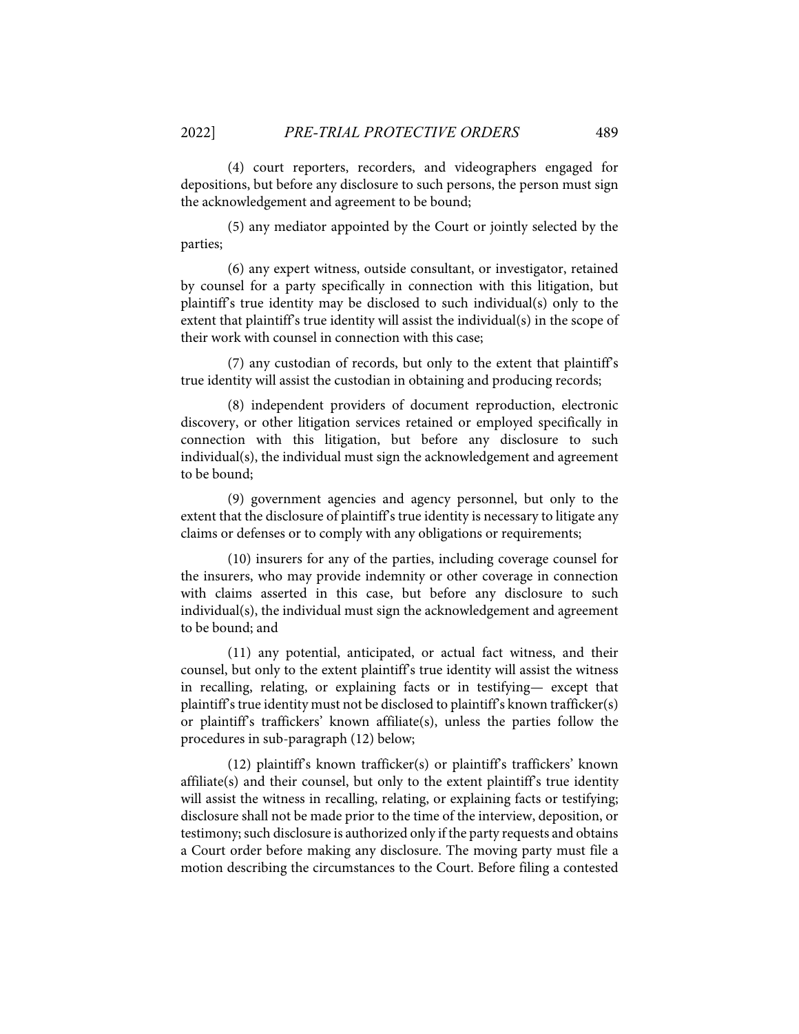(4) court reporters, recorders, and videographers engaged for depositions, but before any disclosure to such persons, the person must sign the acknowledgement and agreement to be bound;

(5) any mediator appointed by the Court or jointly selected by the parties;

(6) any expert witness, outside consultant, or investigator, retained by counsel for a party specifically in connection with this litigation, but plaintiff's true identity may be disclosed to such individual(s) only to the extent that plaintiff's true identity will assist the individual(s) in the scope of their work with counsel in connection with this case;

(7) any custodian of records, but only to the extent that plaintiff's true identity will assist the custodian in obtaining and producing records;

(8) independent providers of document reproduction, electronic discovery, or other litigation services retained or employed specifically in connection with this litigation, but before any disclosure to such individual(s), the individual must sign the acknowledgement and agreement to be bound;

(9) government agencies and agency personnel, but only to the extent that the disclosure of plaintiff's true identity is necessary to litigate any claims or defenses or to comply with any obligations or requirements;

(10) insurers for any of the parties, including coverage counsel for the insurers, who may provide indemnity or other coverage in connection with claims asserted in this case, but before any disclosure to such individual(s), the individual must sign the acknowledgement and agreement to be bound; and

(11) any potential, anticipated, or actual fact witness, and their counsel, but only to the extent plaintiff's true identity will assist the witness in recalling, relating, or explaining facts or in testifying— except that plaintiff's true identity must not be disclosed to plaintiff's known trafficker(s) or plaintiff's traffickers' known affiliate(s), unless the parties follow the procedures in sub-paragraph (12) below;

(12) plaintiff's known trafficker(s) or plaintiff's traffickers' known affiliate(s) and their counsel, but only to the extent plaintiff's true identity will assist the witness in recalling, relating, or explaining facts or testifying; disclosure shall not be made prior to the time of the interview, deposition, or testimony; such disclosure is authorized only if the party requests and obtains a Court order before making any disclosure. The moving party must file a motion describing the circumstances to the Court. Before filing a contested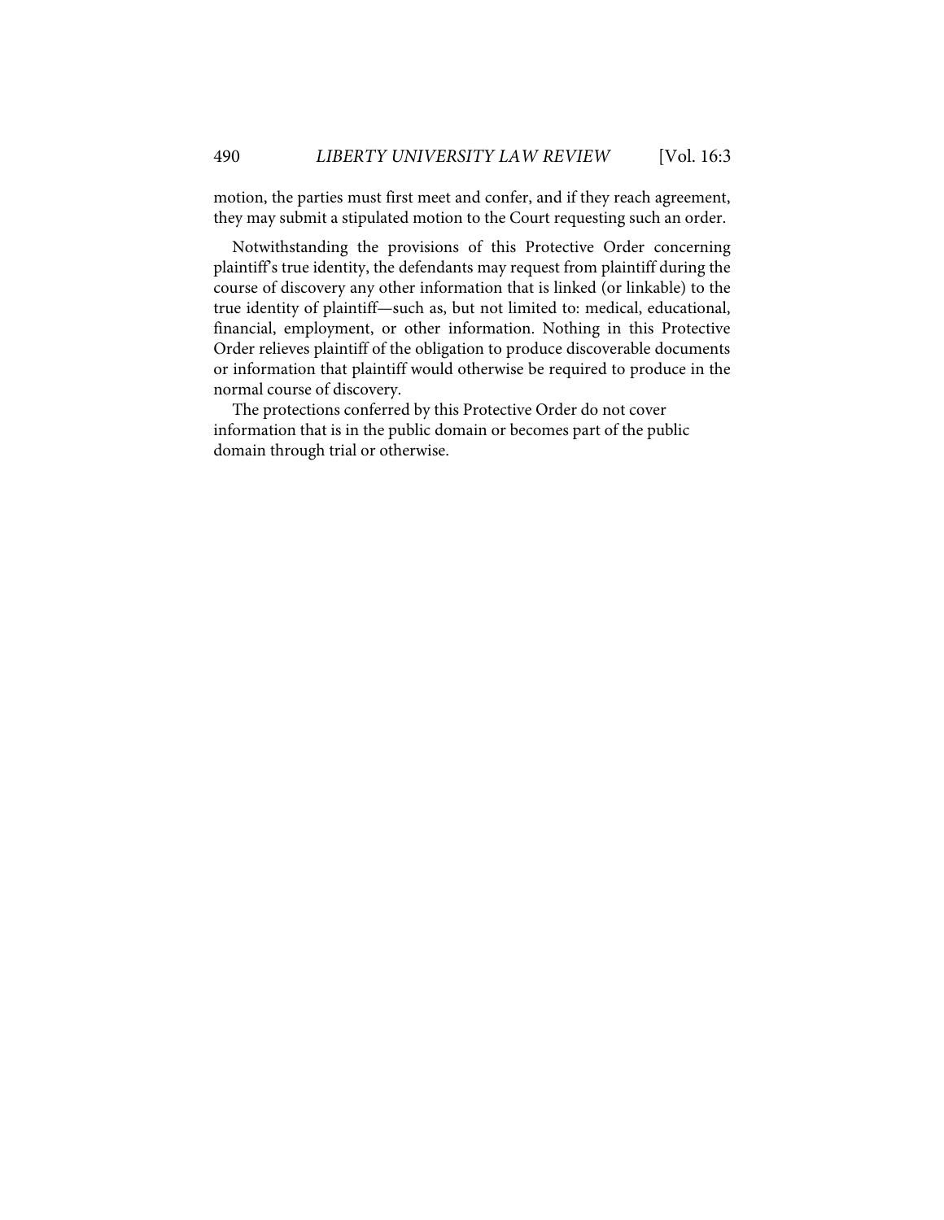motion, the parties must first meet and confer, and if they reach agreement, they may submit a stipulated motion to the Court requesting such an order.

Notwithstanding the provisions of this Protective Order concerning plaintiff's true identity, the defendants may request from plaintiff during the course of discovery any other information that is linked (or linkable) to the true identity of plaintiff—such as, but not limited to: medical, educational, financial, employment, or other information. Nothing in this Protective Order relieves plaintiff of the obligation to produce discoverable documents or information that plaintiff would otherwise be required to produce in the normal course of discovery.

The protections conferred by this Protective Order do not cover information that is in the public domain or becomes part of the public domain through trial or otherwise.